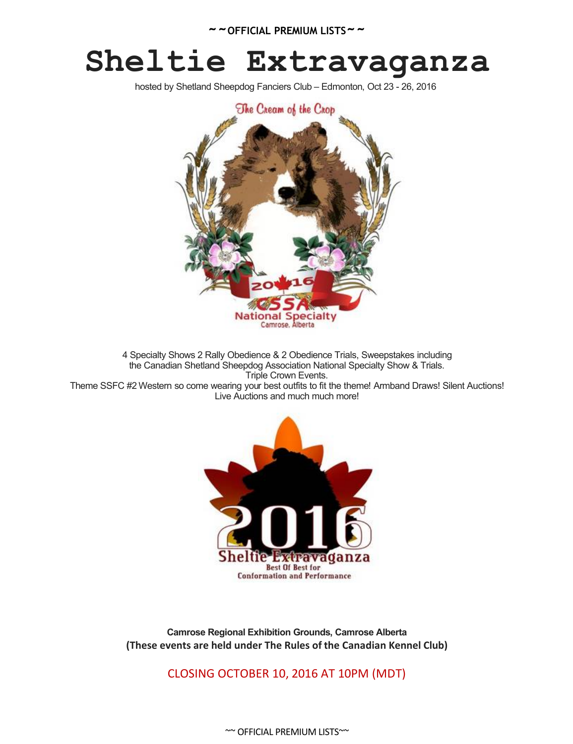~ ~ OFFICIAL PREMIUM LISTS ~ ~

# Sheltie Extravaganza

hosted by Shetland Sheepdog Fanciers Club – Edmonton, Oct 23 - 26, 2016

4 Specialty Shows 2 Rally Obedience & 2 Obedience Trials, Sweepstakes including the Canadian Shetland Sheepdog Association National Specialty Show & Trials.
Triple Crown Events.
Theme SSFC #2 Western so come wearing your best outfits to fit the theme! Armband Draws! Silent Auctions! Live Auctions and much much more!

**Camrose Regional Exhibition Grounds, Camrose Alberta**
**(These events are held under The Rules of the Canadian Kennel Club)**

CLOSING OCTOBER 10, 2016 AT 10PM (MDT)

~~ OFFICIAL PREMIUM LISTS~~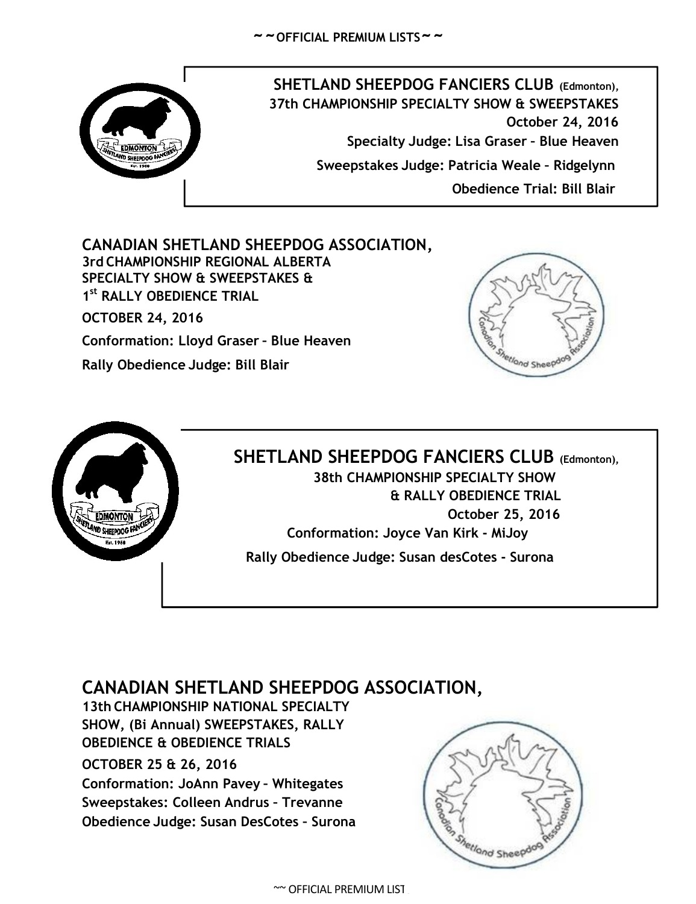~~OFFICIAL PREMIUM LISTS~~

## SHETLAND SHEEPDOG FANCIERS CLUB (Edmonton),

**37th CHAMPIONSHIP SPECIALTY SHOW & SWEEPSTAKES**

**October 24, 2016**

**Specialty Judge: Lisa Graser – Blue Heaven**

**Sweepstakes Judge: Patricia Weale – Ridgelynn**

**Obedience Trial: Bill Blair**

## CANADIAN SHETLAND SHEEPDOG ASSOCIATION,

**3rd CHAMPIONSHIP REGIONAL ALBERTA SPECIALTY SHOW & SWEEPSTAKES & 1st RALLY OBEDIENCE TRIAL**

**OCTOBER 24, 2016**

**Conformation: Lloyd Graser – Blue Heaven**

**Rally Obedience Judge: Bill Blair**

## SHETLAND SHEEPDOG FANCIERS CLUB (Edmonton),

**38th CHAMPIONSHIP SPECIALTY SHOW & RALLY OBEDIENCE TRIAL**

**October 25, 2016**

**Conformation: Joyce Van Kirk - MiJoy**

**Rally Obedience Judge: Susan desCotes - Surona**

## CANADIAN SHETLAND SHEEPDOG ASSOCIATION,

**13th CHAMPIONSHIP NATIONAL SPECIALTY SHOW, (Bi Annual) SWEEPSTAKES, RALLY OBEDIENCE & OBEDIENCE TRIALS**

**OCTOBER 25 & 26, 2016**

**Conformation: JoAnn Pavey – Whitegates**

**Sweepstakes: Colleen Andrus – Trevanne**

**Obedience Judge: Susan DesCotes – Surona**

~~ OFFICIAL PREMIUM LIST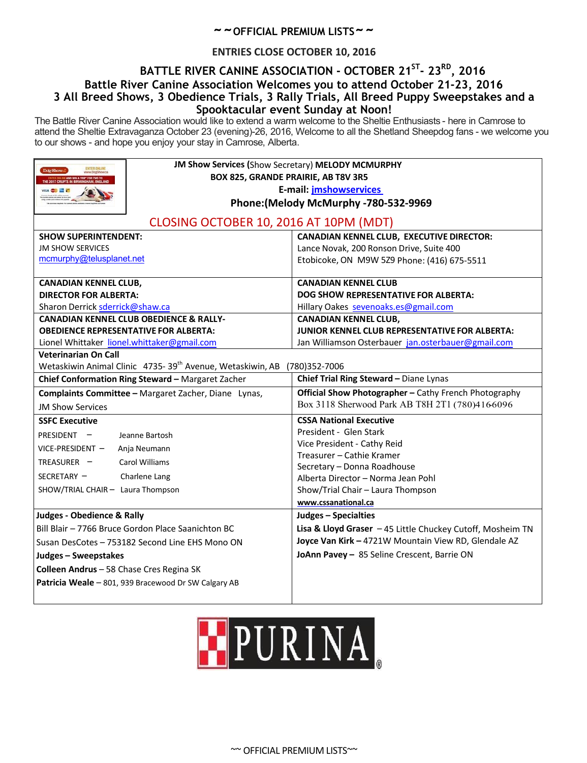## ~ ~ OFFICIAL PREMIUM LISTS ~ ~

**ENTRIES CLOSE OCTOBER 10, 2016**

# BATTLE RIVER CANINE ASSOCIATION - OCTOBER 21ST - 23RD, 2016

## Battle River Canine Association Welcomes you to attend October 21-23, 2016 3 All Breed Shows, 3 Obedience Trials, 3 Rally Trials, All Breed Puppy Sweepstakes and a Spooktacular event Sunday at Noon!

The Battle River Canine Association would like to extend a warm welcome to the Sheltie Enthusiasts - here in Camrose to attend the Sheltie Extravaganza October 23 (evening)-26, 2016, Welcome to all the Shetland Sheepdog fans - we welcome you to our shows - and hope you enjoy your stay in Camrose, Alberta.

**JM Show Services** (Show Secretary) **MELODY MCMURPHY**
**BOX 825, GRANDE PRAIRIE, AB T8V 3R5**
**E-mail: jmshowservices**
**Phone:(Melody McMurphy -780-532-9969**

**CLOSING OCTOBER 10, 2016 AT 10PM (MDT)**

| | |
|---|---|
| **SHOW SUPERINTENDENT:**<br>JM SHOW SERVICES<br>mcmurphy@telusplanet.net | **CANADIAN KENNEL CLUB, EXECUTIVE DIRECTOR:**<br>Lance Novak, 200 Ronson Drive, Suite 400<br>Etobicoke, ON M9W 5Z9 Phone: (416) 675-5511 |
| **CANADIAN KENNEL CLUB, DIRECTOR FOR ALBERTA:**<br>Sharon Derrick sderrick@shaw.ca | **CANADIAN KENNEL CLUB DOG SHOW REPRESENTATIVE FOR ALBERTA:**<br>Hillary Oakes sevenoaks.es@gmail.com |
| **CANADIAN KENNEL CLUB OBEDIENCE & RALLY-OBEDIENCE REPRESENTATIVE FOR ALBERTA:**<br>Lionel Whittaker lionel.whittaker@gmail.com | **CANADIAN KENNEL CLUB, JUNIOR KENNEL CLUB REPRESENTATIVE FOR ALBERTA:**<br>Jan Williamson Osterbauer jan.osterbauer@gmail.com |
| **Veterinarian On Call**<br>Wetaskiwin Animal Clinic 4735- 39th Avenue, Wetaskiwin, AB (780)352-7006 | |
| **Chief Conformation Ring Steward –** Margaret Zacher | **Chief Trial Ring Steward –** Diane Lynas |
| **Complaints Committee –** Margaret Zacher, Diane Lynas, JM Show Services | **Official Show Photographer –** Cathy French Photography<br>Box 3118 Sherwood Park AB T8H 2T1 (780)4166096 |
| **SSFC Executive**<br>PRESIDENT – Jeanne Bartosh<br>VICE-PRESIDENT – Anja Neumann<br>TREASURER – Carol Williams<br>SECRETARY – Charlene Lang<br>SHOW/TRIAL CHAIR – Laura Thompson | **CSSA National Executive**<br>President - Glen Stark<br>Vice President - Cathy Reid<br>Treasurer – Cathie Kramer<br>Secretary – Donna Roadhouse<br>Alberta Director – Norma Jean Pohl<br>Show/Trial Chair – Laura Thompson<br>www.cssanational.ca |
| **Judges - Obedience & Rally**<br>Bill Blair – 7766 Bruce Gordon Place Saanichton BC<br>Susan DesCotes – 753182 Second Line EHS Mono ON<br>**Judges – Sweepstakes**<br>**Colleen Andrus** – 58 Chase Cres Regina SK<br>**Patricia Weale** – 801, 939 Bracewood Dr SW Calgary AB | **Judges – Specialties**<br>**Lisa & Lloyd Graser** – 45 Little Chuckey Cutoff, Mosheim TN<br>**Joyce Van Kirk –** 4721W Mountain View RD, Glendale AZ<br>**JoAnn Pavey –** 85 Seline Crescent, Barrie ON |

PURINA®

~~ OFFICIAL PREMIUM LISTS~~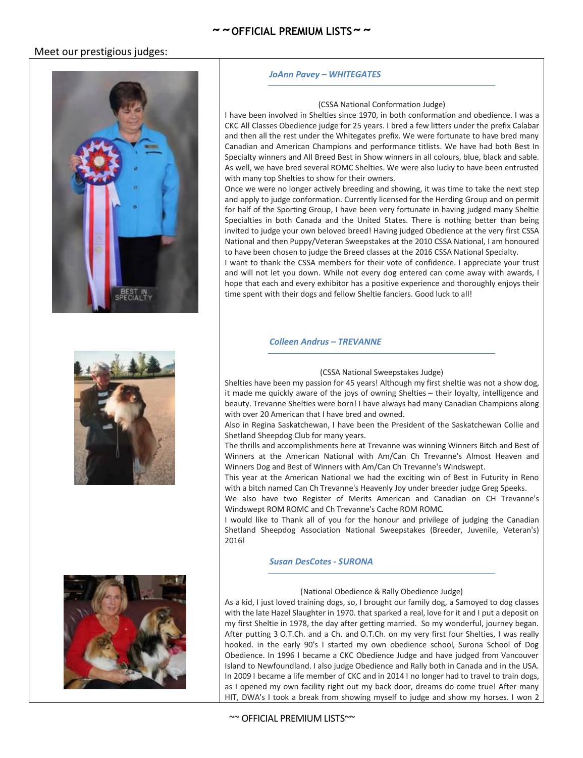Meet our prestigious judges:

### *JoAnn Pavey – WHITEGATES*

(CSSA National Conformation Judge)

I have been involved in Shelties since 1970, in both conformation and obedience. I was a CKC All Classes Obedience judge for 25 years. I bred a few litters under the prefix Calabar and then all the rest under the Whitegates prefix. We were fortunate to have bred many Canadian and American Champions and performance titlists. We have had both Best In Specialty winners and All Breed Best in Show winners in all colours, blue, black and sable. As well, we have bred several ROMC Shelties. We were also lucky to have been entrusted with many top Shelties to show for their owners.

Once we were no longer actively breeding and showing, it was time to take the next step and apply to judge conformation. Currently licensed for the Herding Group and on permit for half of the Sporting Group, I have been very fortunate in having judged many Sheltie Specialties in both Canada and the United States. There is nothing better than being invited to judge your own beloved breed! Having judged Obedience at the very first CSSA National and then Puppy/Veteran Sweepstakes at the 2010 CSSA National, I am honoured to have been chosen to judge the Breed classes at the 2016 CSSA National Specialty.

I want to thank the CSSA members for their vote of confidence. I appreciate your trust and will not let you down. While not every dog entered can come away with awards, I hope that each and every exhibitor has a positive experience and thoroughly enjoys their time spent with their dogs and fellow Sheltie fanciers. Good luck to all!

### *Colleen Andrus – TREVANNE*

(CSSA National Sweepstakes Judge)

Shelties have been my passion for 45 years! Although my first sheltie was not a show dog, it made me quickly aware of the joys of owning Shelties – their loyalty, intelligence and beauty. Trevanne Shelties were born! I have always had many Canadian Champions along with over 20 American that I have bred and owned.

Also in Regina Saskatchewan, I have been the President of the Saskatchewan Collie and Shetland Sheepdog Club for many years.

The thrills and accomplishments here at Trevanne was winning Winners Bitch and Best of Winners at the American National with Am/Can Ch Trevanne's Almost Heaven and Winners Dog and Best of Winners with Am/Can Ch Trevanne's Windswept.

This year at the American National we had the exciting win of Best in Futurity in Reno with a bitch named Can Ch Trevanne's Heavenly Joy under breeder judge Greg Speeks.

We also have two Register of Merits American and Canadian on CH Trevanne's Windswept ROM ROMC and Ch Trevanne's Cache ROM ROMC.

I would like to Thank all of you for the honour and privilege of judging the Canadian Shetland Sheepdog Association National Sweepstakes (Breeder, Juvenile, Veteran's) 2016!

### *Susan DesCotes - SURONA*

(National Obedience & Rally Obedience Judge)

As a kid, I just loved training dogs, so, I brought our family dog, a Samoyed to dog classes with the late Hazel Slaughter in 1970. that sparked a real, love for it and I put a deposit on my first Sheltie in 1978, the day after getting married. So my wonderful, journey began. After putting 3 O.T.Ch. and a Ch. and O.T.Ch. on my very first four Shelties, I was really hooked. in the early 90's I started my own obedience school, Surona School of Dog Obedience. In 1996 I became a CKC Obedience Judge and have judged from Vancouver Island to Newfoundland. I also judge Obedience and Rally both in Canada and in the USA. In 2009 I became a life member of CKC and in 2014 I no longer had to travel to train dogs, as I opened my own facility right out my back door, dreams do come true! After many HIT, DWA's I took a break from showing myself to judge and show my horses. I won 2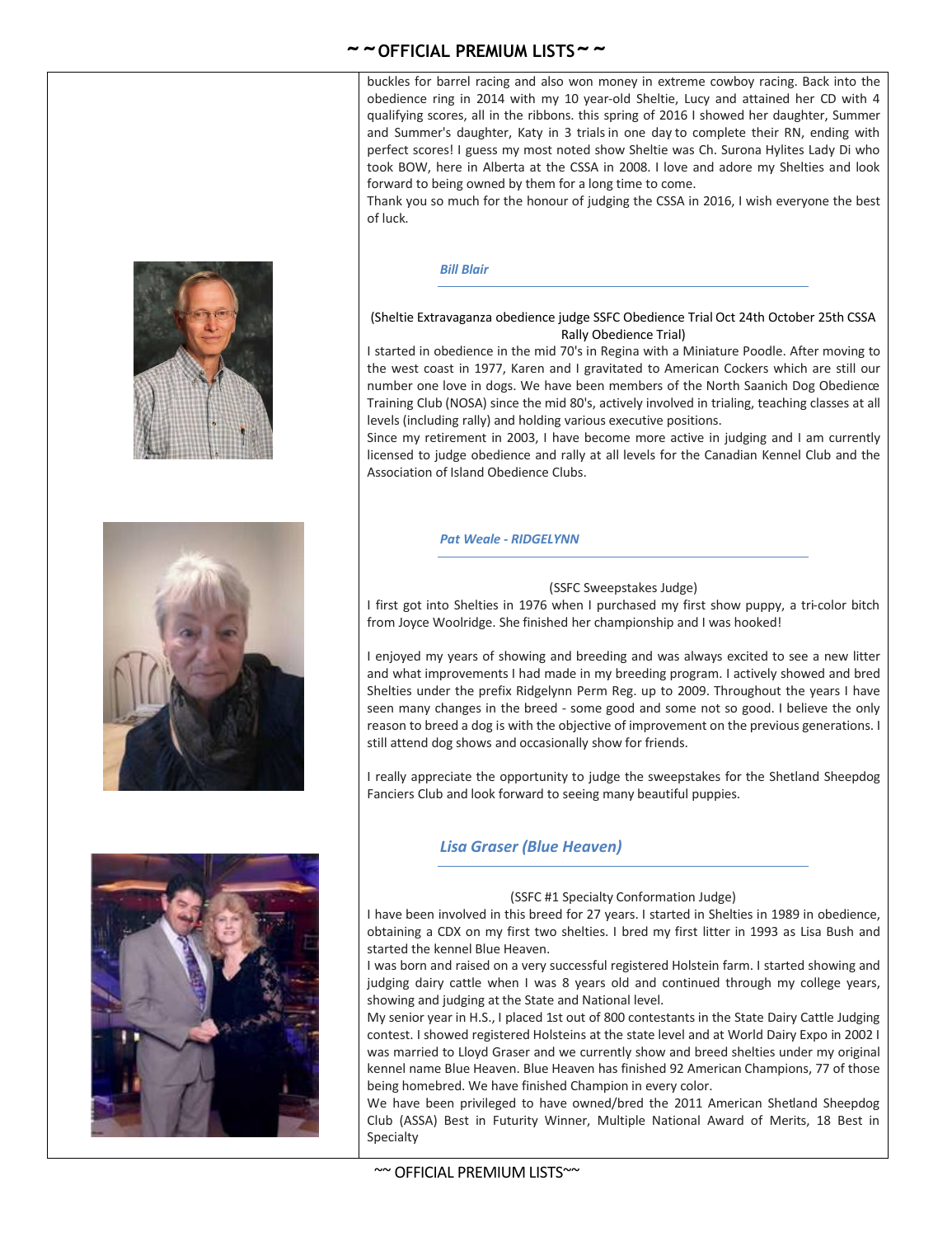buckles for barrel racing and also won money in extreme cowboy racing. Back into the obedience ring in 2014 with my 10 year-old Sheltie, Lucy and attained her CD with 4 qualifying scores, all in the ribbons. this spring of 2016 I showed her daughter, Summer and Summer's daughter, Katy in 3 trials in one day to complete their RN, ending with perfect scores! I guess my most noted show Sheltie was Ch. Surona Hylites Lady Di who took BOW, here in Alberta at the CSSA in 2008. I love and adore my Shelties and look forward to being owned by them for a long time to come.

Thank you so much for the honour of judging the CSSA in 2016, I wish everyone the best of luck.

### *Bill Blair*

(Sheltie Extravaganza obedience judge SSFC Obedience Trial Oct 24th October 25th CSSA Rally Obedience Trial)

I started in obedience in the mid 70's in Regina with a Miniature Poodle. After moving to the west coast in 1977, Karen and I gravitated to American Cockers which are still our number one love in dogs. We have been members of the North Saanich Dog Obedience Training Club (NOSA) since the mid 80's, actively involved in trialing, teaching classes at all levels (including rally) and holding various executive positions.

Since my retirement in 2003, I have become more active in judging and I am currently licensed to judge obedience and rally at all levels for the Canadian Kennel Club and the Association of Island Obedience Clubs.

### *Pat Weale - RIDGELYNN*

(SSFC Sweepstakes Judge)

I first got into Shelties in 1976 when I purchased my first show puppy, a tri-color bitch from Joyce Woolridge. She finished her championship and I was hooked!

I enjoyed my years of showing and breeding and was always excited to see a new litter and what improvements I had made in my breeding program. I actively showed and bred Shelties under the prefix Ridgelynn Perm Reg. up to 2009. Throughout the years I have seen many changes in the breed - some good and some not so good. I believe the only reason to breed a dog is with the objective of improvement on the previous generations. I still attend dog shows and occasionally show for friends.

I really appreciate the opportunity to judge the sweepstakes for the Shetland Sheepdog Fanciers Club and look forward to seeing many beautiful puppies.

### *Lisa Graser (Blue Heaven)*

(SSFC #1 Specialty Conformation Judge)

I have been involved in this breed for 27 years. I started in Shelties in 1989 in obedience, obtaining a CDX on my first two shelties. I bred my first litter in 1993 as Lisa Bush and started the kennel Blue Heaven.

I was born and raised on a very successful registered Holstein farm. I started showing and judging dairy cattle when I was 8 years old and continued through my college years, showing and judging at the State and National level.

My senior year in H.S., I placed 1st out of 800 contestants in the State Dairy Cattle Judging contest. I showed registered Holsteins at the state level and at World Dairy Expo in 2002 I was married to Lloyd Graser and we currently show and breed shelties under my original kennel name Blue Heaven. Blue Heaven has finished 92 American Champions, 77 of those being homebred. We have finished Champion in every color.

We have been privileged to have owned/bred the 2011 American Shetland Sheepdog Club (ASSA) Best in Futurity Winner, Multiple National Award of Merits, 18 Best in Specialty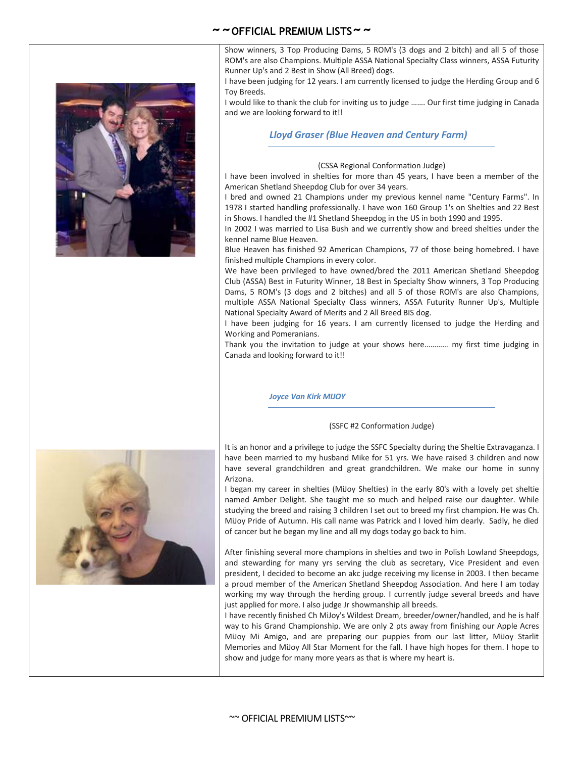Show winners, 3 Top Producing Dams, 5 ROM's (3 dogs and 2 bitch) and all 5 of those ROM's are also Champions. Multiple ASSA National Specialty Class winners, ASSA Futurity Runner Up's and 2 Best in Show (All Breed) dogs.

I have been judging for 12 years. I am currently licensed to judge the Herding Group and 6 Toy Breeds.

I would like to thank the club for inviting us to judge ……. Our first time judging in Canada and we are looking forward to it!!

### *Lloyd Graser (Blue Heaven and Century Farm)*

(CSSA Regional Conformation Judge)

I have been involved in shelties for more than 45 years, I have been a member of the American Shetland Sheepdog Club for over 34 years.

I bred and owned 21 Champions under my previous kennel name "Century Farms". In 1978 I started handling professionally. I have won 160 Group 1's on Shelties and 22 Best in Shows. I handled the #1 Shetland Sheepdog in the US in both 1990 and 1995.

In 2002 I was married to Lisa Bush and we currently show and breed shelties under the kennel name Blue Heaven.

Blue Heaven has finished 92 American Champions, 77 of those being homebred. I have finished multiple Champions in every color.

We have been privileged to have owned/bred the 2011 American Shetland Sheepdog Club (ASSA) Best in Futurity Winner, 18 Best in Specialty Show winners, 3 Top Producing Dams, 5 ROM's (3 dogs and 2 bitches) and all 5 of those ROM's are also Champions, multiple ASSA National Specialty Class winners, ASSA Futurity Runner Up's, Multiple National Specialty Award of Merits and 2 All Breed BIS dog.

I have been judging for 16 years. I am currently licensed to judge the Herding and Working and Pomeranians.

Thank you the invitation to judge at your shows here………… my first time judging in Canada and looking forward to it!!

### *Joyce Van Kirk MIJOY*

(SSFC #2 Conformation Judge)

It is an honor and a privilege to judge the SSFC Specialty during the Sheltie Extravaganza. I have been married to my husband Mike for 51 yrs. We have raised 3 children and now have several grandchildren and great grandchildren. We make our home in sunny Arizona.

I began my career in shelties (MiJoy Shelties) in the early 80's with a lovely pet sheltie named Amber Delight. She taught me so much and helped raise our daughter. While studying the breed and raising 3 children I set out to breed my first champion. He was Ch. MiJoy Pride of Autumn. His call name was Patrick and I loved him dearly. Sadly, he died of cancer but he began my line and all my dogs today go back to him.

After finishing several more champions in shelties and two in Polish Lowland Sheepdogs, and stewarding for many yrs serving the club as secretary, Vice President and even president, I decided to become an akc judge receiving my license in 2003. I then became a proud member of the American Shetland Sheepdog Association. And here I am today working my way through the herding group. I currently judge several breeds and have just applied for more. I also judge Jr showmanship all breeds.

I have recently finished Ch MiJoy's Wildest Dream, breeder/owner/handled, and he is half way to his Grand Championship. We are only 2 pts away from finishing our Apple Acres MiJoy Mi Amigo, and are preparing our puppies from our last litter, MiJoy Starlit Memories and MiJoy All Star Moment for the fall. I have high hopes for them. I hope to show and judge for many more years as that is where my heart is.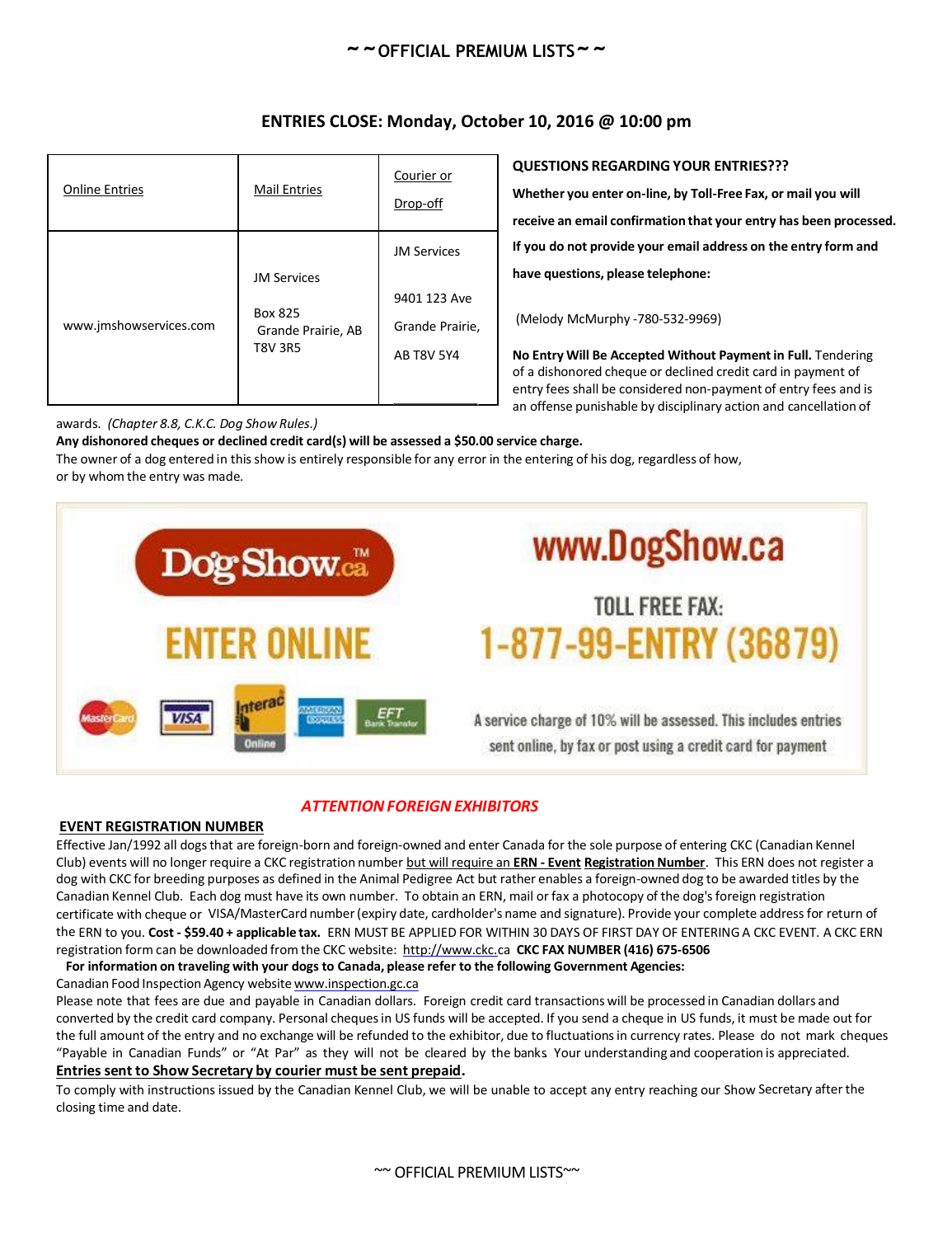## ~ ~ OFFICIAL PREMIUM LISTS ~ ~

### ENTRIES CLOSE: Monday, October 10, 2016 @ 10:00 pm

| Online Entries | Mail Entries | Courier or Drop-off |
|---|---|---|
| www.jmshowservices.com | JM Services<br>Box 825<br>Grande Prairie, AB<br>T8V 3R5 | JM Services<br>9401 123 Ave<br>Grande Prairie,<br>AB T8V 5Y4 |

**QUESTIONS REGARDING YOUR ENTRIES???**

**Whether you enter on-line, by Toll-Free Fax, or mail you will receive an email confirmation that your entry has been processed. If you do not provide your email address on the entry form and have questions, please telephone:**

(Melody McMurphy -780-532-9969)

**No Entry Will Be Accepted Without Payment in Full.** Tendering of a dishonored cheque or declined credit card in payment of entry fees shall be considered non-payment of entry fees and is an offense punishable by disciplinary action and cancellation of awards. *(Chapter 8.8, C.K.C. Dog Show Rules.)*

**Any dishonored cheques or declined credit card(s) will be assessed a $50.00 service charge.**

The owner of a dog entered in this show is entirely responsible for any error in the entering of his dog, regardless of how, or by whom the entry was made.

DogShow.ca™

ENTER ONLINE

MasterCard VISA Interac Online AMERICAN EXPRESS EFT Bank Transfer

www.DogShow.ca

TOLL FREE FAX:

1-877-99-ENTRY (36879)

A service charge of 10% will be assessed. This includes entries sent online, by fax or post using a credit card for payment

### *ATTENTION FOREIGN EXHIBITORS*

**EVENT REGISTRATION NUMBER**

Effective Jan/1992 all dogs that are foreign-born and foreign-owned and enter Canada for the sole purpose of entering CKC (Canadian Kennel Club) events will no longer require a CKC registration number but will require an **ERN - Event Registration Number**. This ERN does not register a dog with CKC for breeding purposes as defined in the Animal Pedigree Act but rather enables a foreign-owned dog to be awarded titles by the Canadian Kennel Club. Each dog must have its own number. To obtain an ERN, mail or fax a photocopy of the dog's foreign registration certificate with cheque or VISA/MasterCard number (expiry date, cardholder's name and signature). Provide your complete address for return of the ERN to you. **Cost - $59.40 + applicable tax.** ERN MUST BE APPLIED FOR WITHIN 30 DAYS OF FIRST DAY OF ENTERING A CKC EVENT. A CKC ERN registration form can be downloaded from the CKC website: http://www.ckc.ca **CKC FAX NUMBER (416) 675-6506**

**For information on traveling with your dogs to Canada, please refer to the following Government Agencies:**

Canadian Food Inspection Agency website www.inspection.gc.ca

Please note that fees are due and payable in Canadian dollars. Foreign credit card transactions will be processed in Canadian dollars and converted by the credit card company. Personal cheques in US funds will be accepted. If you send a cheque in US funds, it must be made out for the full amount of the entry and no exchange will be refunded to the exhibitor, due to fluctuations in currency rates. Please do not mark cheques "Payable in Canadian Funds" or "At Par" as they will not be cleared by the banks Your understanding and cooperation is appreciated.

**Entries sent to Show Secretary by courier must be sent prepaid.**

To comply with instructions issued by the Canadian Kennel Club, we will be unable to accept any entry reaching our Show Secretary after the closing time and date.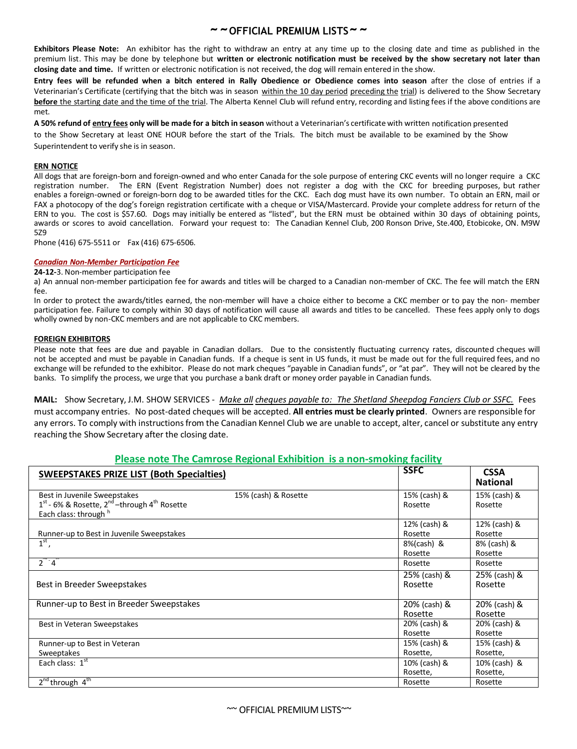## ~ ~ OFFICIAL PREMIUM LISTS ~ ~

**Exhibitors Please Note:** An exhibitor has the right to withdraw an entry at any time up to the closing date and time as published in the premium list. This may be done by telephone but **written or electronic notification must be received by the show secretary not later than closing date and time.** If written or electronic notification is not received, the dog will remain entered in the show.

**Entry fees will be refunded when a bitch entered in Rally Obedience or Obedience comes into season** after the close of entries if a Veterinarian's Certificate (certifying that the bitch was in season within the 10 day period preceding the trial) is delivered to the Show Secretary **before** the starting date and the time of the trial. The Alberta Kennel Club will refund entry, recording and listing fees if the above conditions are met.

**A 50% refund of entry fees only will be made for a bitch in season** without a Veterinarian's certificate with written notification presented to the Show Secretary at least ONE HOUR before the start of the Trials. The bitch must be available to be examined by the Show Superintendent to verify she is in season.

**ERN NOTICE**

All dogs that are foreign-born and foreign-owned and who enter Canada for the sole purpose of entering CKC events will no longer require a CKC registration number. The ERN (Event Registration Number) does not register a dog with the CKC for breeding purposes, but rather enables a foreign-owned or foreign-born dog to be awarded titles for the CKC. Each dog must have its own number. To obtain an ERN, mail or FAX a photocopy of the dog's foreign registration certificate with a cheque or VISA/Mastercard. Provide your complete address for return of the ERN to you. The cost is $57.60. Dogs may initially be entered as "listed", but the ERN must be obtained within 30 days of obtaining points, awards or scores to avoid cancellation. Forward your request to: The Canadian Kennel Club, 200 Ronson Drive, Ste.400, Etobicoke, ON. M9W 5Z9
Phone (416) 675-5511 or Fax (416) 675-6506.

***Canadian Non-Member Participation Fee***

**24-12-**3. Non-member participation fee

a) An annual non-member participation fee for awards and titles will be charged to a Canadian non-member of CKC. The fee will match the ERN fee.

In order to protect the awards/titles earned, the non-member will have a choice either to become a CKC member or to pay the non- member participation fee. Failure to comply within 30 days of notification will cause all awards and titles to be cancelled. These fees apply only to dogs wholly owned by non-CKC members and are not applicable to CKC members.

**FOREIGN EXHIBITORS**

Please note that fees are due and payable in Canadian dollars. Due to the consistently fluctuating currency rates, discounted cheques will not be accepted and must be payable in Canadian funds. If a cheque is sent in US funds, it must be made out for the full required fees, and no exchange will be refunded to the exhibitor. Please do not mark cheques "payable in Canadian funds", or "at par". They will not be cleared by the banks. To simplify the process, we urge that you purchase a bank draft or money order payable in Canadian funds.

**MAIL:** Show Secretary, J.M. SHOW SERVICES - *Make all cheques payable to: The Shetland Sheepdog Fanciers Club or SSFC.* Fees must accompany entries. No post-dated cheques will be accepted. **All entries must be clearly printed**. Owners are responsible for any errors. To comply with instructions from the Canadian Kennel Club we are unable to accept, alter, cancel or substitute any entry reaching the Show Secretary after the closing date.

**Please note The Camrose Regional Exhibition is a non-smoking facility**

| SWEEPSTAKES PRIZE LIST (Both Specialties) | SSFC | CSSA National |
|---|---|---|
| Best in Juvenile Sweepstakes 15% (cash) & Rosette<br>1st - 6% & Rosette, 2nd –through 4th Rosette<br>Each class: through h | 15% (cash) & Rosette | 15% (cash) & Rosette |
| Runner-up to Best in Juvenile Sweepstakes | 12% (cash) & Rosette | 12% (cash) & Rosette |
| 1st, | 8%(cash) & Rosette | 8% (cash) & Rosette |
| 2nd-4th | Rosette | Rosette |
| Best in Breeder Sweepstakes | 25% (cash) & Rosette | 25% (cash) & Rosette |
| Runner-up to Best in Breeder Sweepstakes | 20% (cash) & Rosette | 20% (cash) & Rosette |
| Best in Veteran Sweepstakes | 20% (cash) & Rosette | 20% (cash) & Rosette |
| Runner-up to Best in Veteran Sweepstakes | 15% (cash) & Rosette, | 15% (cash) & Rosette, |
| Each class: 1st | 10% (cash) & Rosette, | 10% (cash) & Rosette, |
| 2nd through 4th | Rosette | Rosette |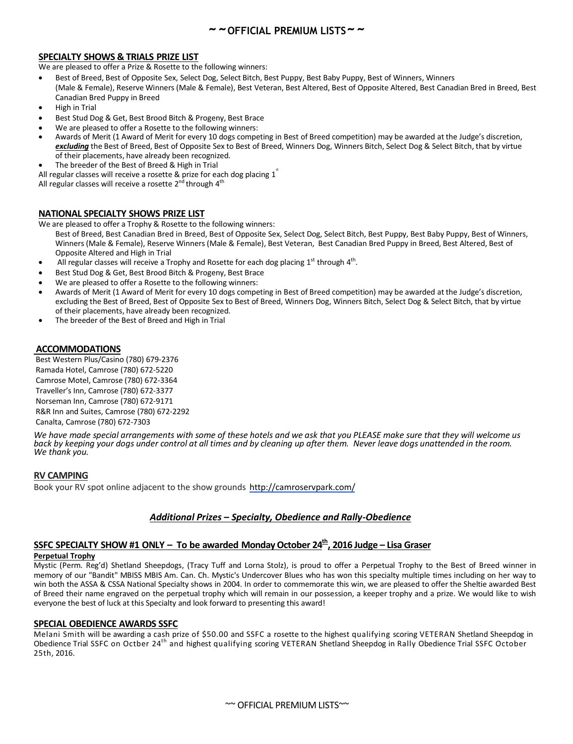## SPECIALTY SHOWS & TRIALS PRIZE LIST

We are pleased to offer a Prize & Rosette to the following winners:

- Best of Breed, Best of Opposite Sex, Select Dog, Select Bitch, Best Puppy, Best Baby Puppy, Best of Winners, Winners (Male & Female), Reserve Winners (Male & Female), Best Veteran, Best Altered, Best of Opposite Altered, Best Canadian Bred in Breed, Best Canadian Bred Puppy in Breed
- High in Trial
- Best Stud Dog & Get, Best Brood Bitch & Progeny, Best Brace
- We are pleased to offer a Rosette to the following winners:
- Awards of Merit (1 Award of Merit for every 10 dogs competing in Best of Breed competition) may be awarded at the Judge's discretion, ***excluding*** the Best of Breed, Best of Opposite Sex to Best of Breed, Winners Dog, Winners Bitch, Select Dog & Select Bitch, that by virtue of their placements, have already been recognized.
- The breeder of the Best of Breed & High in Trial

All regular classes will receive a rosette & prize for each dog placing 1st
All regular classes will receive a rosette 2nd through 4th

## NATIONAL SPECIALTY SHOWS PRIZE LIST

We are pleased to offer a Trophy & Rosette to the following winners:

Best of Breed, Best Canadian Bred in Breed, Best of Opposite Sex, Select Dog, Select Bitch, Best Puppy, Best Baby Puppy, Best of Winners, Winners (Male & Female), Reserve Winners (Male & Female), Best Veteran, Best Canadian Bred Puppy in Breed, Best Altered, Best of Opposite Altered and High in Trial

- All regular classes will receive a Trophy and Rosette for each dog placing 1st through 4th.
- Best Stud Dog & Get, Best Brood Bitch & Progeny, Best Brace
- We are pleased to offer a Rosette to the following winners:
- Awards of Merit (1 Award of Merit for every 10 dogs competing in Best of Breed competition) may be awarded at the Judge's discretion, excluding the Best of Breed, Best of Opposite Sex to Best of Breed, Winners Dog, Winners Bitch, Select Dog & Select Bitch, that by virtue of their placements, have already been recognized.
- The breeder of the Best of Breed and High in Trial

## ACCOMMODATIONS

Best Western Plus/Casino (780) 679-2376
Ramada Hotel, Camrose (780) 672-5220
Camrose Motel, Camrose (780) 672-3364
Traveller's Inn, Camrose (780) 672-3377
Norseman Inn, Camrose (780) 672-9171
R&R Inn and Suites, Camrose (780) 672-2292
Canalta, Camrose (780) 672-7303

*We have made special arrangements with some of these hotels and we ask that you PLEASE make sure that they will welcome us back by keeping your dogs under control at all times and by cleaning up after them. Never leave dogs unattended in the room. We thank you.*

## RV CAMPING

Book your RV spot online adjacent to the show grounds http://camroservpark.com/

### *Additional Prizes – Specialty, Obedience and Rally-Obedience*

## SSFC SPECIALTY SHOW #1 ONLY – To be awarded Monday October 24th, 2016 Judge – Lisa Graser

**Perpetual Trophy**

Mystic (Perm. Reg'd) Shetland Sheepdogs, (Tracy Tuff and Lorna Stolz), is proud to offer a Perpetual Trophy to the Best of Breed winner in memory of our "Bandit" MBISS MBIS Am. Can. Ch. Mystic's Undercover Blues who has won this specialty multiple times including on her way to win both the ASSA & CSSA National Specialty shows in 2004. In order to commemorate this win, we are pleased to offer the Sheltie awarded Best of Breed their name engraved on the perpetual trophy which will remain in our possession, a keeper trophy and a prize. We would like to wish everyone the best of luck at this Specialty and look forward to presenting this award!

## SPECIAL OBEDIENCE AWARDS SSFC

Melani Smith will be awarding a cash prize of $50.00 and SSFC a rosette to the highest qualifying scoring VETERAN Shetland Sheepdog in Obedience Trial SSFC on Octber 24th and highest qualifying scoring VETERAN Shetland Sheepdog in Rally Obedience Trial SSFC October 25th, 2016.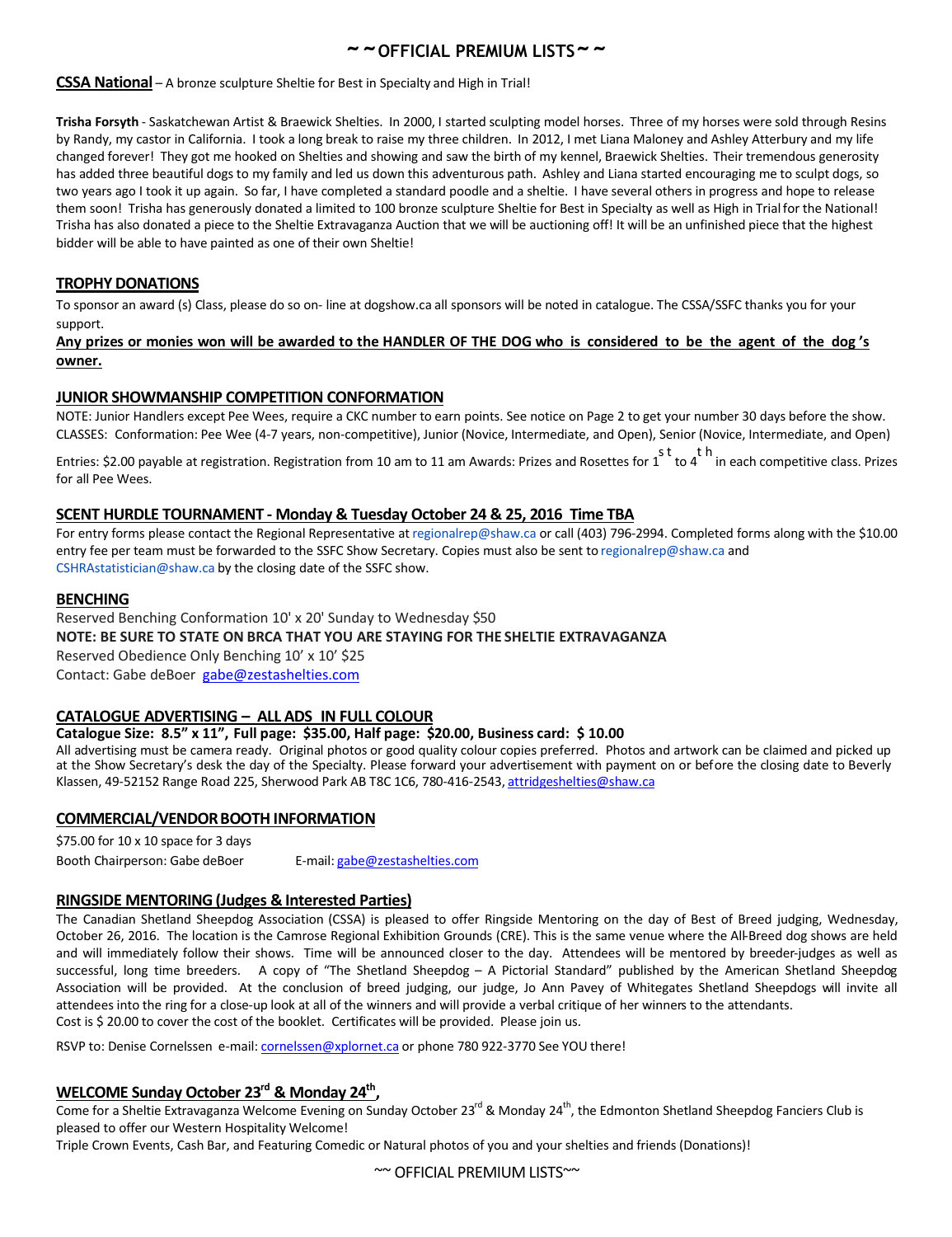# ~ ~ OFFICIAL PREMIUM LISTS ~ ~

**CSSA National** – A bronze sculpture Sheltie for Best in Specialty and High in Trial!

**Trisha Forsyth** - Saskatchewan Artist & Braewick Shelties. In 2000, I started sculpting model horses. Three of my horses were sold through Resins by Randy, my castor in California. I took a long break to raise my three children. In 2012, I met Liana Maloney and Ashley Atterbury and my life changed forever! They got me hooked on Shelties and showing and saw the birth of my kennel, Braewick Shelties. Their tremendous generosity has added three beautiful dogs to my family and led us down this adventurous path. Ashley and Liana started encouraging me to sculpt dogs, so two years ago I took it up again. So far, I have completed a standard poodle and a sheltie. I have several others in progress and hope to release them soon! Trisha has generously donated a limited to 100 bronze sculpture Sheltie for Best in Specialty as well as High in Trial for the National! Trisha has also donated a piece to the Sheltie Extravaganza Auction that we will be auctioning off! It will be an unfinished piece that the highest bidder will be able to have painted as one of their own Sheltie!

## TROPHY DONATIONS

To sponsor an award (s) Class, please do so on- line at dogshow.ca all sponsors will be noted in catalogue. The CSSA/SSFC thanks you for your support.

**Any prizes or monies won will be awarded to the HANDLER OF THE DOG who is considered to be the agent of the dog's owner.**

## JUNIOR SHOWMANSHIP COMPETITION CONFORMATION

NOTE: Junior Handlers except Pee Wees, require a CKC number to earn points. See notice on Page 2 to get your number 30 days before the show.
CLASSES: Conformation: Pee Wee (4-7 years, non-competitive), Junior (Novice, Intermediate, and Open), Senior (Novice, Intermediate, and Open)

Entries: $2.00 payable at registration. Registration from 10 am to 11 am Awards: Prizes and Rosettes for 1st to 4th in each competitive class. Prizes for all Pee Wees.

## SCENT HURDLE TOURNAMENT - Monday & Tuesday October 24 & 25, 2016 Time TBA

For entry forms please contact the Regional Representative at regionalrep@shaw.ca or call (403) 796-2994. Completed forms along with the $10.00 entry fee per team must be forwarded to the SSFC Show Secretary. Copies must also be sent to regionalrep@shaw.ca and CSHRAstatistician@shaw.ca by the closing date of the SSFC show.

## BENCHING

Reserved Benching Conformation 10' x 20' Sunday to Wednesday $50

**NOTE: BE SURE TO STATE ON BRCA THAT YOU ARE STAYING FOR THE SHELTIE EXTRAVAGANZA**

Reserved Obedience Only Benching 10' x 10' $25

Contact: Gabe deBoer gabe@zestashelties.com

## CATALOGUE ADVERTISING – ALL ADS IN FULL COLOUR

**Catalogue Size: 8.5" x 11", Full page: $35.00, Half page: $20.00, Business card: $ 10.00**

All advertising must be camera ready. Original photos or good quality colour copies preferred. Photos and artwork can be claimed and picked up at the Show Secretary's desk the day of the Specialty. Please forward your advertisement with payment on or before the closing date to Beverly Klassen, 49-52152 Range Road 225, Sherwood Park AB T8C 1C6, 780-416-2543, attridgeshelties@shaw.ca

## COMMERCIAL/VENDOR BOOTH INFORMATION

$75.00 for 10 x 10 space for 3 days

Booth Chairperson: Gabe deBoer     E-mail: gabe@zestashelties.com

## RINGSIDE MENTORING (Judges & Interested Parties)

The Canadian Shetland Sheepdog Association (CSSA) is pleased to offer Ringside Mentoring on the day of Best of Breed judging, Wednesday, October 26, 2016. The location is the Camrose Regional Exhibition Grounds (CRE). This is the same venue where the All-Breed dog shows are held and will immediately follow their shows. Time will be announced closer to the day. Attendees will be mentored by breeder-judges as well as successful, long time breeders. A copy of "The Shetland Sheepdog – A Pictorial Standard" published by the American Shetland Sheepdog Association will be provided. At the conclusion of breed judging, our judge, Jo Ann Pavey of Whitegates Shetland Sheepdogs will invite all attendees into the ring for a close-up look at all of the winners and will provide a verbal critique of her winners to the attendants.
Cost is $ 20.00 to cover the cost of the booklet. Certificates will be provided. Please join us.

RSVP to: Denise Cornelssen e-mail: cornelssen@xplornet.ca or phone 780 922-3770 See YOU there!

## WELCOME Sunday October 23rd & Monday 24th,

Come for a Sheltie Extravaganza Welcome Evening on Sunday October 23rd & Monday 24th, the Edmonton Shetland Sheepdog Fanciers Club is pleased to offer our Western Hospitality Welcome!
Triple Crown Events, Cash Bar, and Featuring Comedic or Natural photos of you and your shelties and friends (Donations)!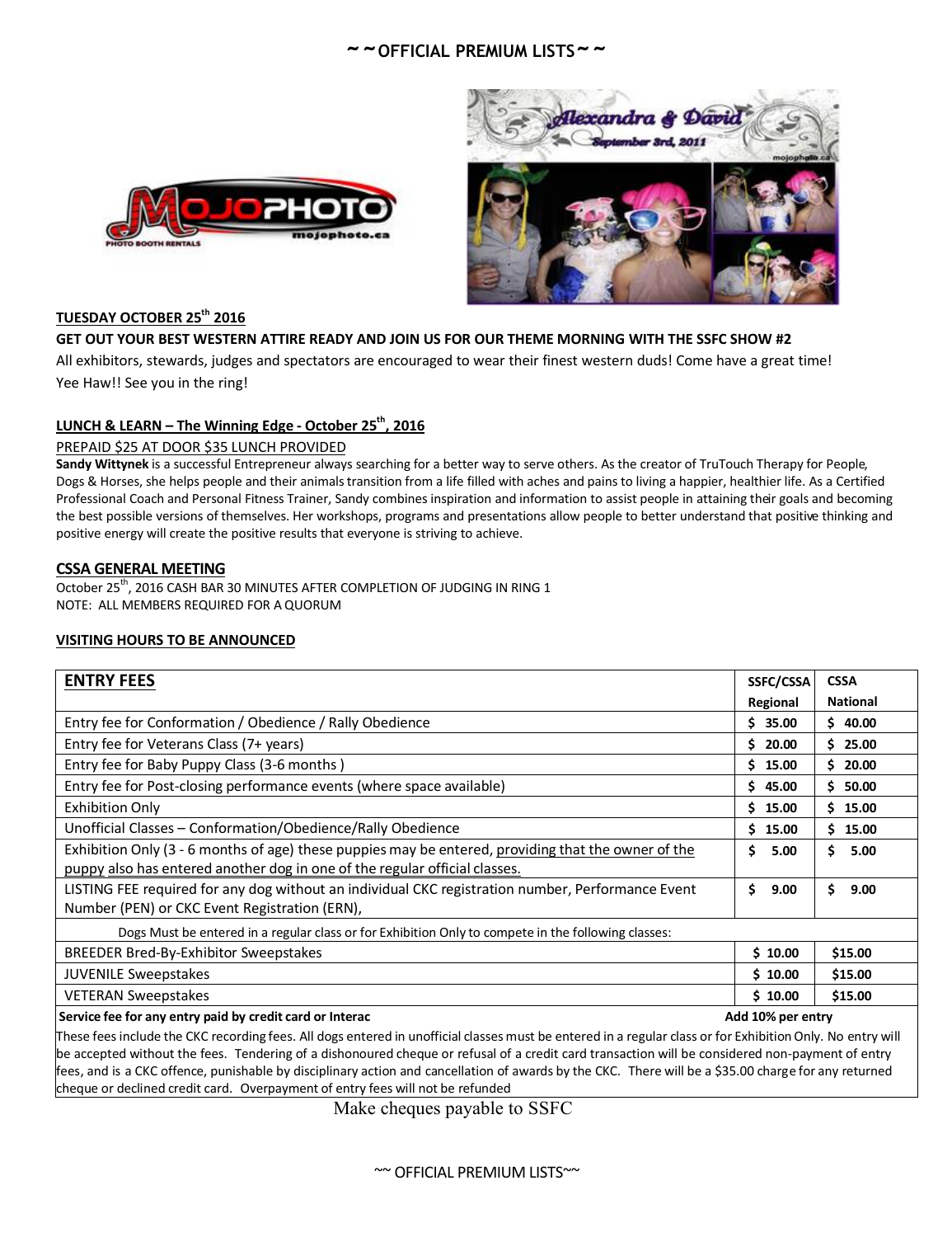**TUESDAY OCTOBER 25th 2016**

**GET OUT YOUR BEST WESTERN ATTIRE READY AND JOIN US FOR OUR THEME MORNING WITH THE SSFC SHOW #2**

All exhibitors, stewards, judges and spectators are encouraged to wear their finest western duds! Come have a great time! Yee Haw!! See you in the ring!

**LUNCH & LEARN – The Winning Edge - October 25th, 2016**

PREPAID $25 AT DOOR $35 LUNCH PROVIDED

**Sandy Wittynek** is a successful Entrepreneur always searching for a better way to serve others. As the creator of TruTouch Therapy for People, Dogs & Horses, she helps people and their animals transition from a life filled with aches and pains to living a happier, healthier life. As a Certified Professional Coach and Personal Fitness Trainer, Sandy combines inspiration and information to assist people in attaining their goals and becoming the best possible versions of themselves. Her workshops, programs and presentations allow people to better understand that positive thinking and positive energy will create the positive results that everyone is striving to achieve.

**CSSA GENERAL MEETING**

October 25th, 2016 CASH BAR 30 MINUTES AFTER COMPLETION OF JUDGING IN RING 1

NOTE: ALL MEMBERS REQUIRED FOR A QUORUM

**VISITING HOURS TO BE ANNOUNCED**

| **ENTRY FEES** | **SSFC/CSSA Regional** | **CSSA National** |
|---|---|---|
| Entry fee for Conformation / Obedience / Rally Obedience | $ 35.00 | $ 40.00 |
| Entry fee for Veterans Class (7+ years) | $ 20.00 | $ 25.00 |
| Entry fee for Baby Puppy Class (3-6 months ) | $ 15.00 | $ 20.00 |
| Entry fee for Post-closing performance events (where space available) | $ 45.00 | $ 50.00 |
| Exhibition Only | $ 15.00 | $ 15.00 |
| Unofficial Classes – Conformation/Obedience/Rally Obedience | $ 15.00 | $ 15.00 |
| Exhibition Only (3 - 6 months of age) these puppies may be entered, providing that the owner of the puppy also has entered another dog in one of the regular official classes. | $ 5.00 | $ 5.00 |
| LISTING FEE required for any dog without an individual CKC registration number, Performance Event Number (PEN) or CKC Event Registration (ERN), | $ 9.00 | $ 9.00 |
| Dogs Must be entered in a regular class or for Exhibition Only to compete in the following classes: | | |
| BREEDER Bred-By-Exhibitor Sweepstakes | $ 10.00 | $15.00 |
| JUVENILE Sweepstakes | $ 10.00 | $15.00 |
| VETERAN Sweepstakes | $ 10.00 | $15.00 |
| **Service fee for any entry paid by credit card or Interac** | **Add 10% per entry** | |

These fees include the CKC recording fees. All dogs entered in unofficial classes must be entered in a regular class or for Exhibition Only. No entry will be accepted without the fees. Tendering of a dishonoured cheque or refusal of a credit card transaction will be considered non-payment of entry fees, and is a CKC offence, punishable by disciplinary action and cancellation of awards by the CKC. There will be a $35.00 charge for any returned cheque or declined credit card. Overpayment of entry fees will not be refunded

Make cheques payable to SSFC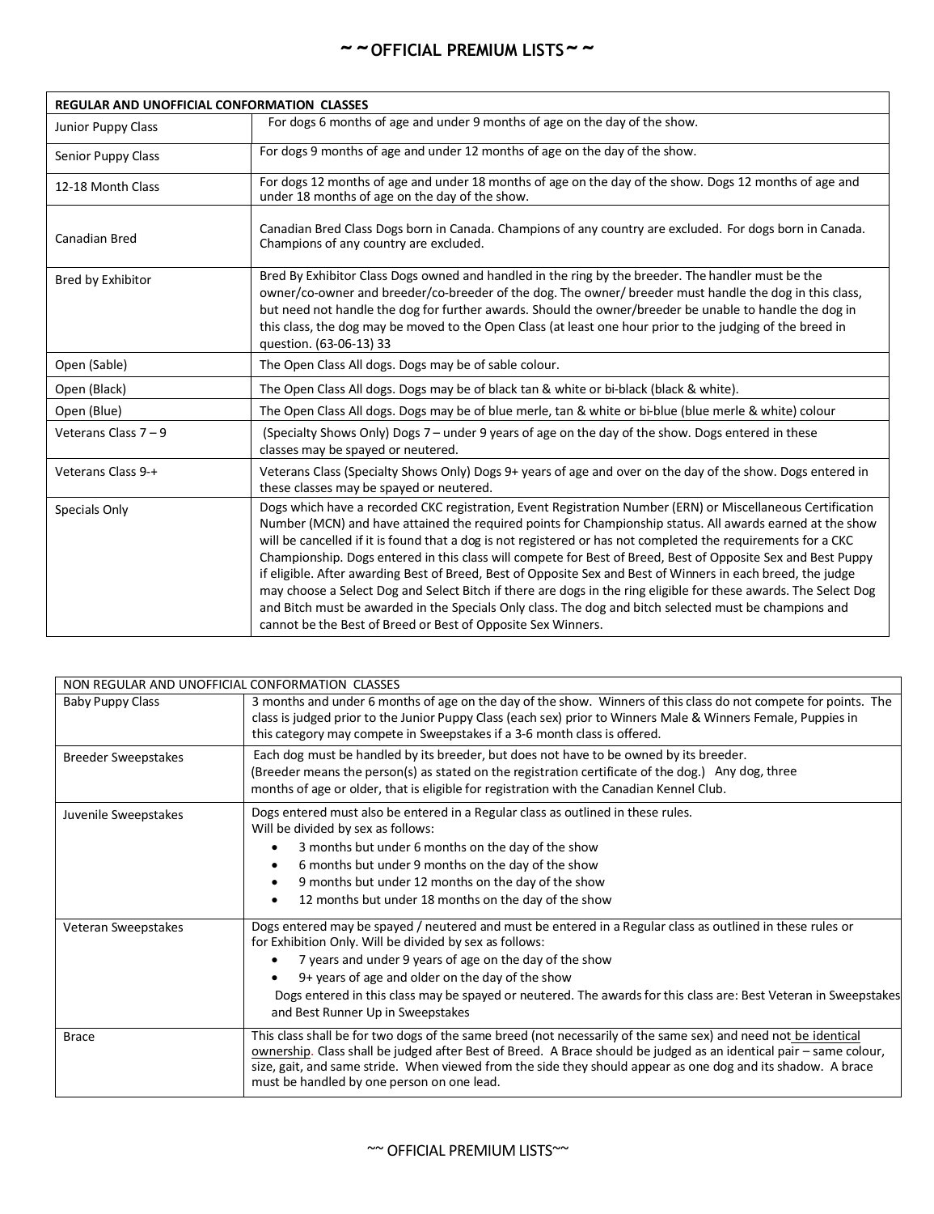## ~ ~ OFFICIAL PREMIUM LISTS ~ ~

| REGULAR AND UNOFFICIAL CONFORMATION CLASSES | |
|---|---|
| Junior Puppy Class | For dogs 6 months of age and under 9 months of age on the day of the show. |
| Senior Puppy Class | For dogs 9 months of age and under 12 months of age on the day of the show. |
| 12-18 Month Class | For dogs 12 months of age and under 18 months of age on the day of the show. Dogs 12 months of age and under 18 months of age on the day of the show. |
| Canadian Bred | Canadian Bred Class Dogs born in Canada. Champions of any country are excluded. For dogs born in Canada. Champions of any country are excluded. |
| Bred by Exhibitor | Bred By Exhibitor Class Dogs owned and handled in the ring by the breeder. The handler must be the owner/co-owner and breeder/co-breeder of the dog. The owner/ breeder must handle the dog in this class, but need not handle the dog for further awards. Should the owner/breeder be unable to handle the dog in this class, the dog may be moved to the Open Class (at least one hour prior to the judging of the breed in question. (63-06-13) 33 |
| Open (Sable) | The Open Class All dogs. Dogs may be of sable colour. |
| Open (Black) | The Open Class All dogs. Dogs may be of black tan & white or bi-black (black & white). |
| Open (Blue) | The Open Class All dogs. Dogs may be of blue merle, tan & white or bi-blue (blue merle & white) colour |
| Veterans Class 7 – 9 | (Specialty Shows Only) Dogs 7 – under 9 years of age on the day of the show. Dogs entered in these classes may be spayed or neutered. |
| Veterans Class 9-+ | Veterans Class (Specialty Shows Only) Dogs 9+ years of age and over on the day of the show. Dogs entered in these classes may be spayed or neutered. |
| Specials Only | Dogs which have a recorded CKC registration, Event Registration Number (ERN) or Miscellaneous Certification Number (MCN) and have attained the required points for Championship status. All awards earned at the show will be cancelled if it is found that a dog is not registered or has not completed the requirements for a CKC Championship. Dogs entered in this class will compete for Best of Breed, Best of Opposite Sex and Best Puppy if eligible. After awarding Best of Breed, Best of Opposite Sex and Best of Winners in each breed, the judge may choose a Select Dog and Select Bitch if there are dogs in the ring eligible for these awards. The Select Dog and Bitch must be awarded in the Specials Only class. The dog and bitch selected must be champions and cannot be the Best of Breed or Best of Opposite Sex Winners. |

| NON REGULAR AND UNOFFICIAL CONFORMATION CLASSES | |
|---|---|
| Baby Puppy Class | 3 months and under 6 months of age on the day of the show. Winners of this class do not compete for points. The class is judged prior to the Junior Puppy Class (each sex) prior to Winners Male & Winners Female, Puppies in this category may compete in Sweepstakes if a 3-6 month class is offered. |
| Breeder Sweepstakes | Each dog must be handled by its breeder, but does not have to be owned by its breeder. (Breeder means the person(s) as stated on the registration certificate of the dog.) Any dog, three months of age or older, that is eligible for registration with the Canadian Kennel Club. |
| Juvenile Sweepstakes | Dogs entered must also be entered in a Regular class as outlined in these rules. Will be divided by sex as follows: <br>• 3 months but under 6 months on the day of the show <br>• 6 months but under 9 months on the day of the show <br>• 9 months but under 12 months on the day of the show <br>• 12 months but under 18 months on the day of the show |
| Veteran Sweepstakes | Dogs entered may be spayed / neutered and must be entered in a Regular class as outlined in these rules or for Exhibition Only. Will be divided by sex as follows: <br>• 7 years and under 9 years of age on the day of the show <br>• 9+ years of age and older on the day of the show <br>Dogs entered in this class may be spayed or neutered. The awards for this class are: Best Veteran in Sweepstakes and Best Runner Up in Sweepstakes |
| Brace | This class shall be for two dogs of the same breed (not necessarily of the same sex) and need not be identical ownership. Class shall be judged after Best of Breed. A Brace should be judged as an identical pair – same colour, size, gait, and same stride. When viewed from the side they should appear as one dog and its shadow. A brace must be handled by one person on one lead. |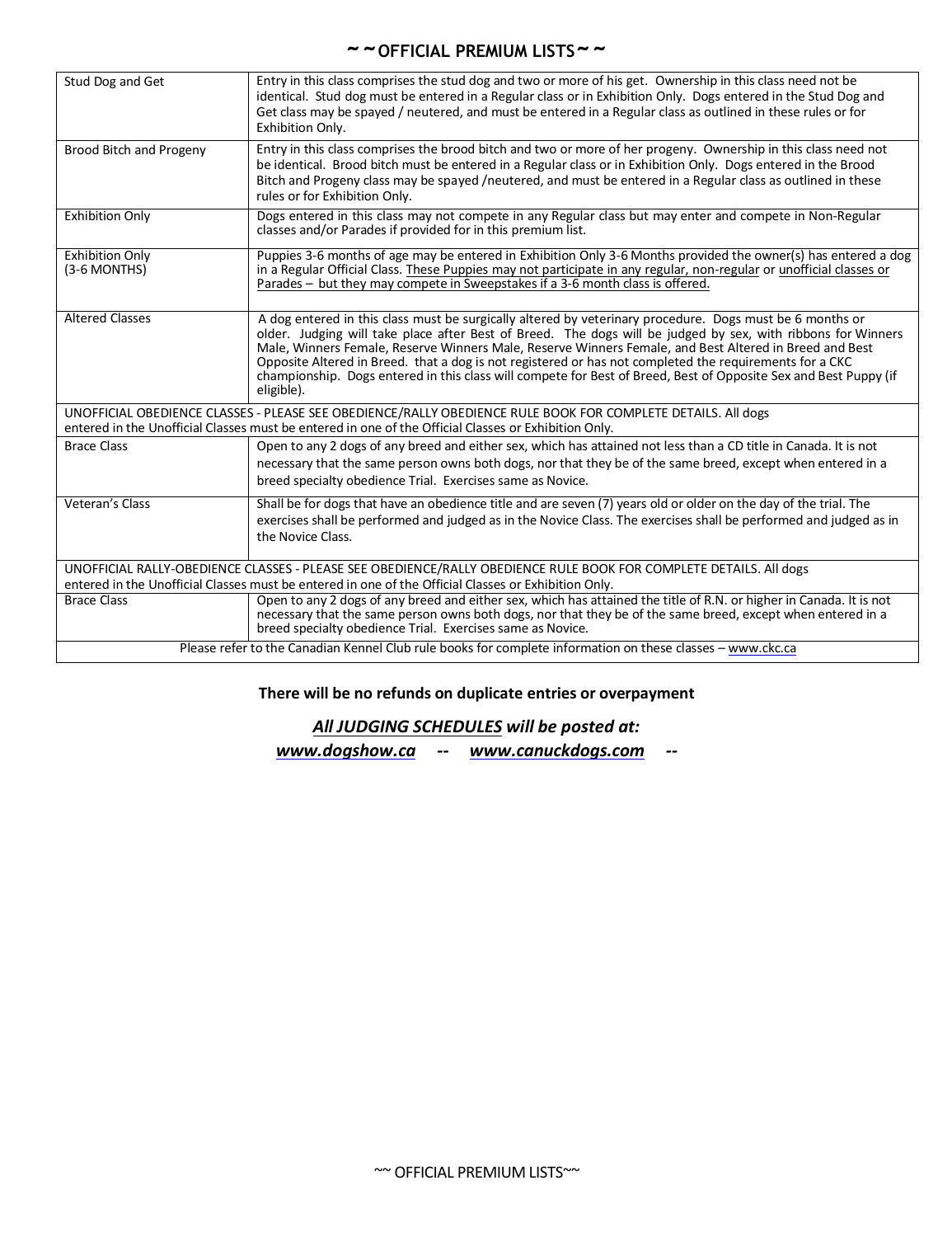| Stud Dog and Get | Entry in this class comprises the stud dog and two or more of his get. Ownership in this class need not be identical. Stud dog must be entered in a Regular class or in Exhibition Only. Dogs entered in the Stud Dog and Get class may be spayed / neutered, and must be entered in a Regular class as outlined in these rules or for Exhibition Only. |
|---|---|
| Brood Bitch and Progeny | Entry in this class comprises the brood bitch and two or more of her progeny. Ownership in this class need not be identical. Brood bitch must be entered in a Regular class or in Exhibition Only. Dogs entered in the Brood Bitch and Progeny class may be spayed /neutered, and must be entered in a Regular class as outlined in these rules or for Exhibition Only. |
| Exhibition Only | Dogs entered in this class may not compete in any Regular class but may enter and compete in Non-Regular classes and/or Parades if provided for in this premium list. |
| Exhibition Only (3-6 MONTHS) | Puppies 3-6 months of age may be entered in Exhibition Only 3-6 Months provided the owner(s) has entered a dog in a Regular Official Class. These Puppies may not participate in any regular, non-regular or unofficial classes or Parades – but they may compete in Sweepstakes if a 3-6 month class is offered. |
| Altered Classes | A dog entered in this class must be surgically altered by veterinary procedure. Dogs must be 6 months or older. Judging will take place after Best of Breed. The dogs will be judged by sex, with ribbons for Winners Male, Winners Female, Reserve Winners Male, Reserve Winners Female, and Best Altered in Breed and Best Opposite Altered in Breed. that a dog is not registered or has not completed the requirements for a CKC championship. Dogs entered in this class will compete for Best of Breed, Best of Opposite Sex and Best Puppy (if eligible). |
| UNOFFICIAL OBEDIENCE CLASSES - PLEASE SEE OBEDIENCE/RALLY OBEDIENCE RULE BOOK FOR COMPLETE DETAILS. All dogs entered in the Unofficial Classes must be entered in one of the Official Classes or Exhibition Only. | |
| Brace Class | Open to any 2 dogs of any breed and either sex, which has attained not less than a CD title in Canada. It is not necessary that the same person owns both dogs, nor that they be of the same breed, except when entered in a breed specialty obedience Trial. Exercises same as Novice. |
| Veteran's Class | Shall be for dogs that have an obedience title and are seven (7) years old or older on the day of the trial. The exercises shall be performed and judged as in the Novice Class. The exercises shall be performed and judged as in the Novice Class. |
| UNOFFICIAL RALLY-OBEDIENCE CLASSES - PLEASE SEE OBEDIENCE/RALLY OBEDIENCE RULE BOOK FOR COMPLETE DETAILS. All dogs entered in the Unofficial Classes must be entered in one of the Official Classes or Exhibition Only. | |
| Brace Class | Open to any 2 dogs of any breed and either sex, which has attained the title of R.N. or higher in Canada. It is not necessary that the same person owns both dogs, nor that they be of the same breed, except when entered in a breed specialty obedience Trial. Exercises same as Novice. |
| Please refer to the Canadian Kennel Club rule books for complete information on these classes – www.ckc.ca | |

**There will be no refunds on duplicate entries or overpayment**

***All JUDGING SCHEDULES will be posted at:***

***www.dogshow.ca -- www.canuckdogs.com --***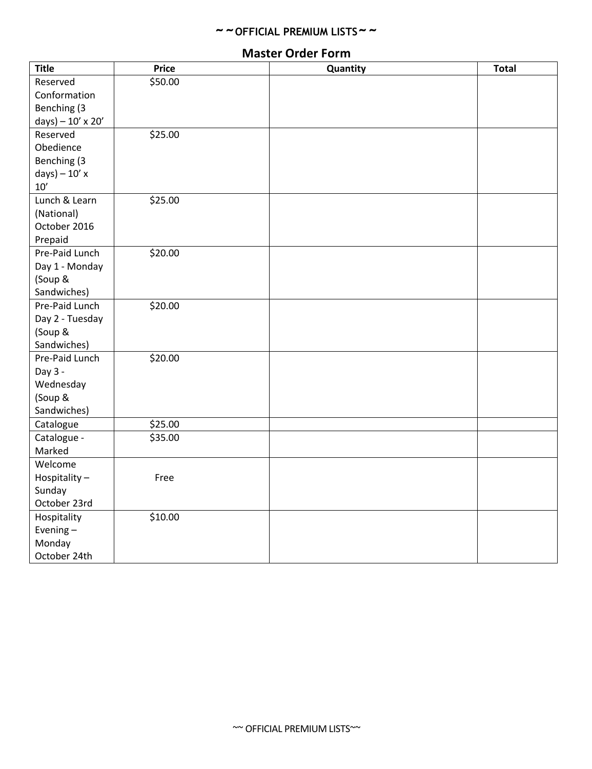## Master Order Form

| Title | Price | Quantity | Total |
|---|---|---|---|
| Reserved Conformation Benching (3 days) – 10' x 20' | $50.00 | | |
| Reserved Obedience Benching (3 days) – 10' x 10' | $25.00 | | |
| Lunch & Learn (National) October 2016 Prepaid | $25.00 | | |
| Pre-Paid Lunch Day 1 - Monday (Soup & Sandwiches) | $20.00 | | |
| Pre-Paid Lunch Day 2 - Tuesday (Soup & Sandwiches) | $20.00 | | |
| Pre-Paid Lunch Day 3 - Wednesday (Soup & Sandwiches) | $20.00 | | |
| Catalogue | $25.00 | | |
| Catalogue - Marked | $35.00 | | |
| Welcome Hospitality – Sunday October 23rd | Free | | |
| Hospitality Evening – Monday October 24th | $10.00 | | |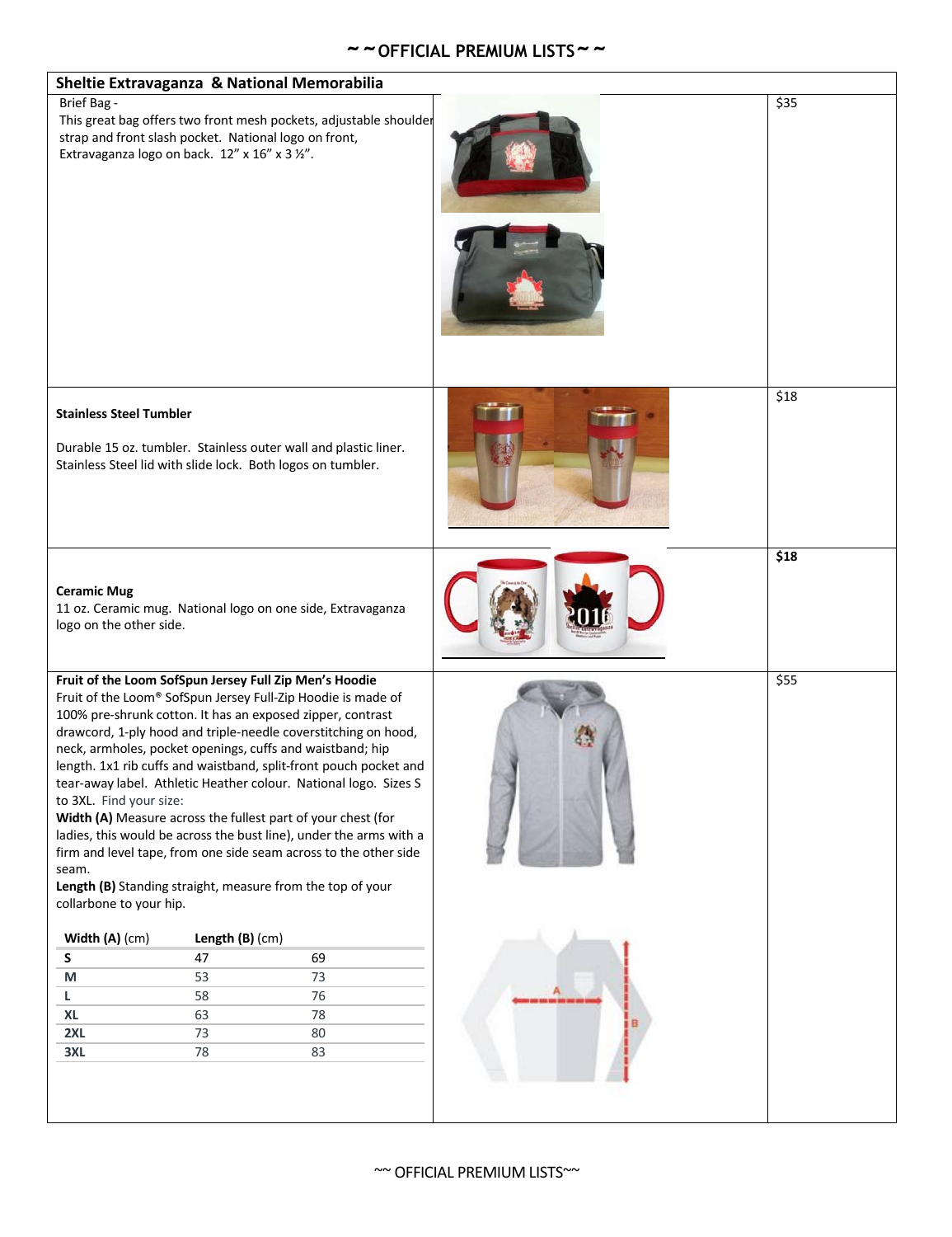# ~ ~ OFFICIAL PREMIUM LISTS ~ ~

## Sheltie Extravaganza & National Memorabilia

| Item | Price |
|---|---|
| Brief Bag - This great bag offers two front mesh pockets, adjustable shoulder strap and front slash pocket. National logo on front, Extravaganza logo on back. 12" x 16" x 3 ½". | $35 |
| **Stainless Steel Tumbler** Durable 15 oz. tumbler. Stainless outer wall and plastic liner. Stainless Steel lid with slide lock. Both logos on tumbler. | $18 |
| **Ceramic Mug** 11 oz. Ceramic mug. National logo on one side, Extravaganza logo on the other side. | **$18** |
| **Fruit of the Loom SofSpun Jersey Full Zip Men's Hoodie** Fruit of the Loom® SofSpun Jersey Full-Zip Hoodie is made of 100% pre-shrunk cotton. It has an exposed zipper, contrast drawcord, 1-ply hood and triple-needle coverstitching on hood, neck, armholes, pocket openings, cuffs and waistband; hip length. 1x1 rib cuffs and waistband, split-front pouch pocket and tear-away label. Athletic Heather colour. National logo. Sizes S to 3XL. | $55 |

Find your size:

**Width (A)** Measure across the fullest part of your chest (for ladies, this would be across the bust line), under the arms with a firm and level tape, from one side seam across to the other side seam.

**Length (B)** Standing straight, measure from the top of your collarbone to your hip.

| | Width (A) (cm) | Length (B) (cm) |
|---|---|---|
| **S** | 47 | 69 |
| **M** | 53 | 73 |
| **L** | 58 | 76 |
| **XL** | 63 | 78 |
| **2XL** | 73 | 80 |
| **3XL** | 78 | 83 |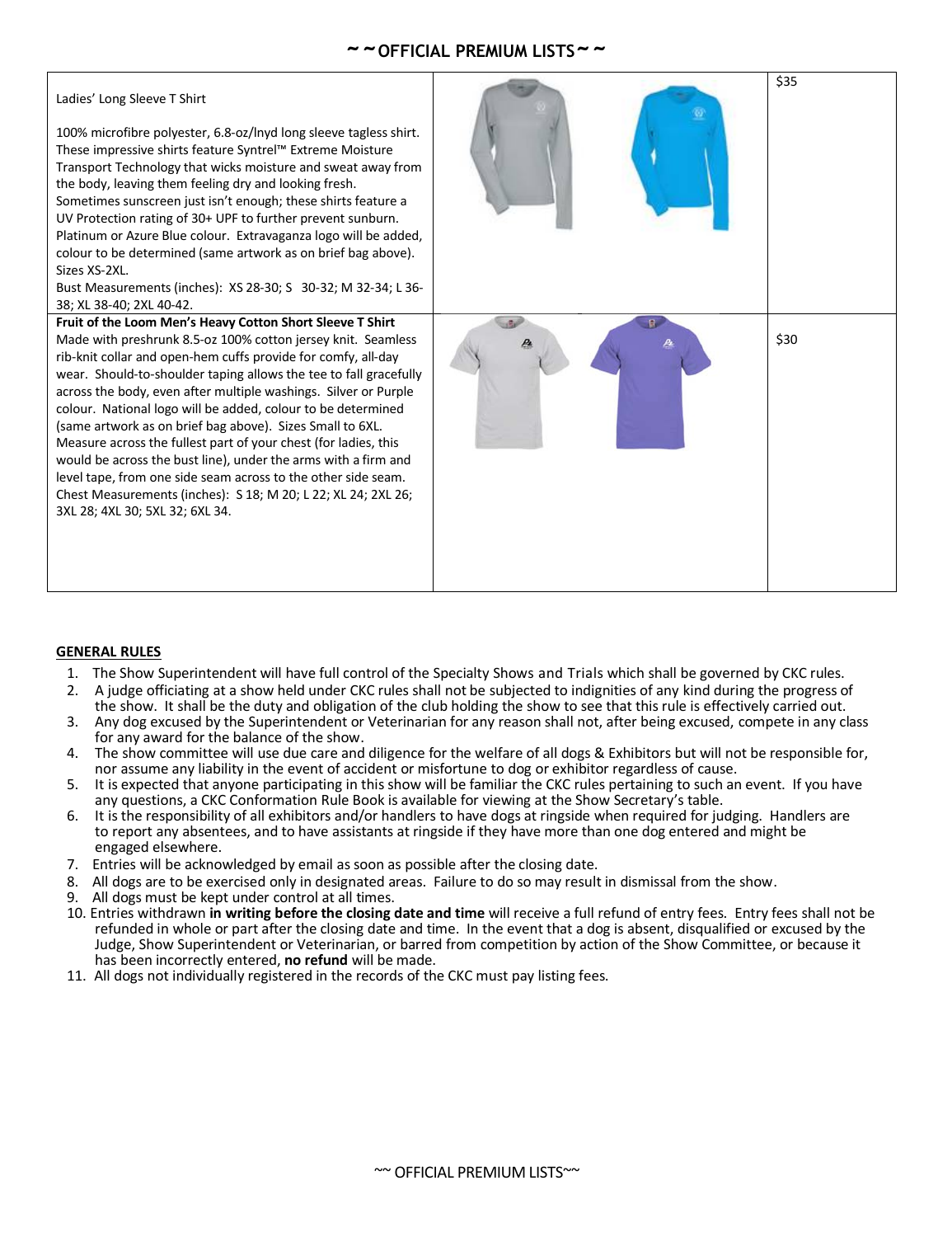| | | |
|---|---|---|
| Ladies' Long Sleeve T Shirt<br><br>100% microfibre polyester, 6.8-oz/lnyd long sleeve tagless shirt. These impressive shirts feature Syntrel™ Extreme Moisture Transport Technology that wicks moisture and sweat away from the body, leaving them feeling dry and looking fresh. Sometimes sunscreen just isn't enough; these shirts feature a UV Protection rating of 30+ UPF to further prevent sunburn. Platinum or Azure Blue colour. Extravaganza logo will be added, colour to be determined (same artwork as on brief bag above). Sizes XS-2XL.<br>Bust Measurements (inches): XS 28-30; S 30-32; M 32-34; L 36-38; XL 38-40; 2XL 40-42. | | $35 |
| **Fruit of the Loom Men's Heavy Cotton Short Sleeve T Shirt**<br>Made with preshrunk 8.5-oz 100% cotton jersey knit. Seamless rib-knit collar and open-hem cuffs provide for comfy, all-day wear. Should-to-shoulder taping allows the tee to fall gracefully across the body, even after multiple washings. Silver or Purple colour. National logo will be added, colour to be determined (same artwork as on brief bag above). Sizes Small to 6XL. Measure across the fullest part of your chest (for ladies, this would be across the bust line), under the arms with a firm and level tape, from one side seam across to the other side seam.<br>Chest Measurements (inches): S 18; M 20; L 22; XL 24; 2XL 26; 3XL 28; 4XL 30; 5XL 32; 6XL 34. | | $30 |

## GENERAL RULES

1. The Show Superintendent will have full control of the Specialty Shows and Trials which shall be governed by CKC rules.
2. A judge officiating at a show held under CKC rules shall not be subjected to indignities of any kind during the progress of the show. It shall be the duty and obligation of the club holding the show to see that this rule is effectively carried out.
3. Any dog excused by the Superintendent or Veterinarian for any reason shall not, after being excused, compete in any class for any award for the balance of the show.
4. The show committee will use due care and diligence for the welfare of all dogs & Exhibitors but will not be responsible for, nor assume any liability in the event of accident or misfortune to dog or exhibitor regardless of cause.
5. It is expected that anyone participating in this show will be familiar the CKC rules pertaining to such an event. If you have any questions, a CKC Conformation Rule Book is available for viewing at the Show Secretary's table.
6. It is the responsibility of all exhibitors and/or handlers to have dogs at ringside when required for judging. Handlers are to report any absentees, and to have assistants at ringside if they have more than one dog entered and might be engaged elsewhere.
7. Entries will be acknowledged by email as soon as possible after the closing date.
8. All dogs are to be exercised only in designated areas. Failure to do so may result in dismissal from the show.
9. All dogs must be kept under control at all times.
10. Entries withdrawn **in writing before the closing date and time** will receive a full refund of entry fees. Entry fees shall not be refunded in whole or part after the closing date and time. In the event that a dog is absent, disqualified or excused by the Judge, Show Superintendent or Veterinarian, or barred from competition by action of the Show Committee, or because it has been incorrectly entered, **no refund** will be made.
11. All dogs not individually registered in the records of the CKC must pay listing fees.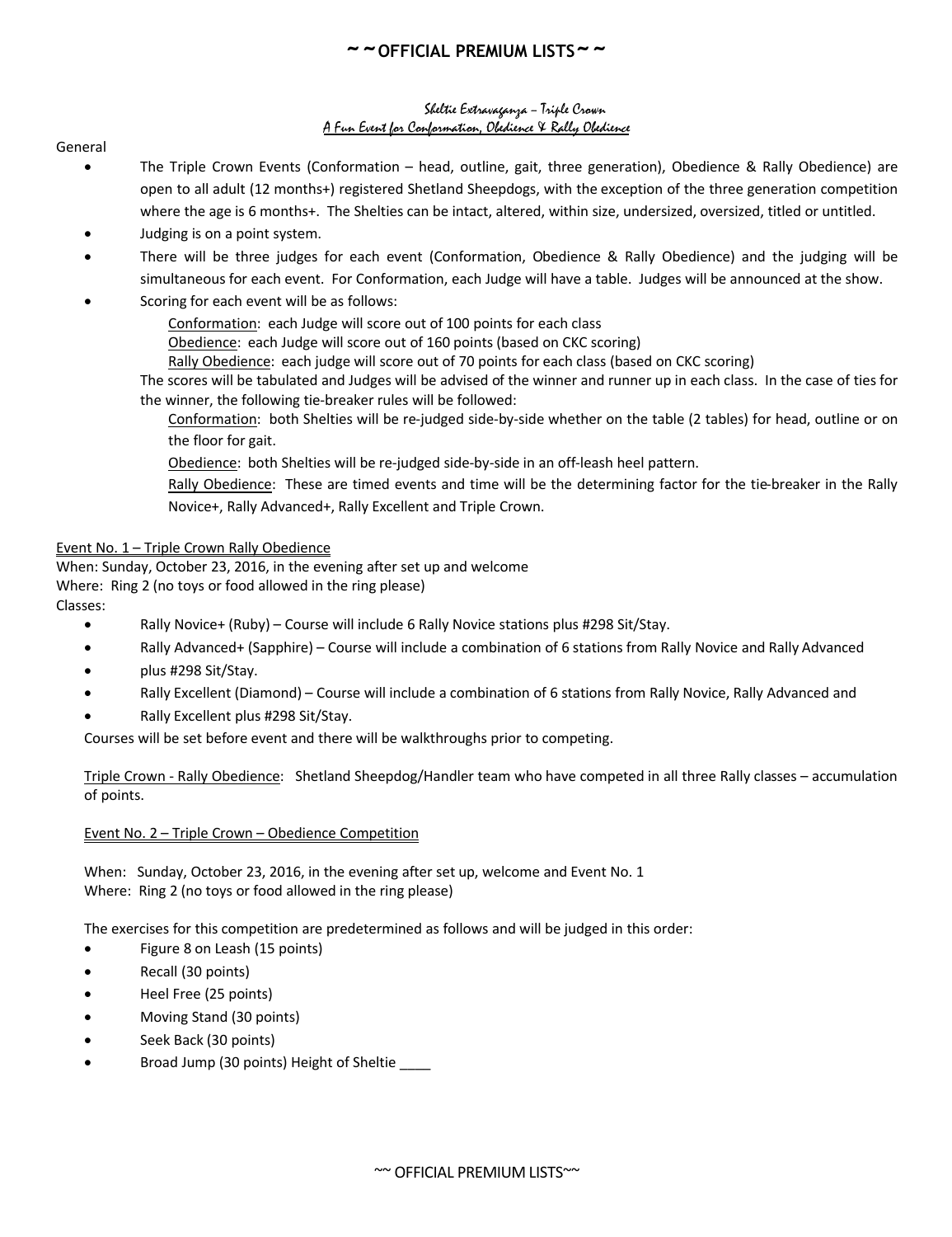# ~~OFFICIAL PREMIUM LISTS~~

*Sheltie Extravaganza – Triple Crown*

*A Fun Event for Conformation, Obedience & Rally Obedience*

General

- The Triple Crown Events (Conformation – head, outline, gait, three generation), Obedience & Rally Obedience) are open to all adult (12 months+) registered Shetland Sheepdogs, with the exception of the three generation competition where the age is 6 months+. The Shelties can be intact, altered, within size, undersized, oversized, titled or untitled.
- Judging is on a point system.
- There will be three judges for each event (Conformation, Obedience & Rally Obedience) and the judging will be simultaneous for each event. For Conformation, each Judge will have a table. Judges will be announced at the show.
- Scoring for each event will be as follows:

  Conformation: each Judge will score out of 100 points for each class

  Obedience: each Judge will score out of 160 points (based on CKC scoring)

  Rally Obedience: each judge will score out of 70 points for each class (based on CKC scoring)

  The scores will be tabulated and Judges will be advised of the winner and runner up in each class. In the case of ties for the winner, the following tie-breaker rules will be followed:

  Conformation: both Shelties will be re-judged side-by-side whether on the table (2 tables) for head, outline or on the floor for gait.

  Obedience: both Shelties will be re-judged side-by-side in an off-leash heel pattern.

  Rally Obedience: These are timed events and time will be the determining factor for the tie-breaker in the Rally Novice+, Rally Advanced+, Rally Excellent and Triple Crown.

Event No. 1 – Triple Crown Rally Obedience

When: Sunday, October 23, 2016, in the evening after set up and welcome

Where: Ring 2 (no toys or food allowed in the ring please)

Classes:

- Rally Novice+ (Ruby) – Course will include 6 Rally Novice stations plus #298 Sit/Stay.
- Rally Advanced+ (Sapphire) – Course will include a combination of 6 stations from Rally Novice and Rally Advanced
- plus #298 Sit/Stay.
- Rally Excellent (Diamond) – Course will include a combination of 6 stations from Rally Novice, Rally Advanced and
- Rally Excellent plus #298 Sit/Stay.

Courses will be set before event and there will be walkthroughs prior to competing.

Triple Crown - Rally Obedience: Shetland Sheepdog/Handler team who have competed in all three Rally classes – accumulation of points.

Event No. 2 – Triple Crown – Obedience Competition

When: Sunday, October 23, 2016, in the evening after set up, welcome and Event No. 1

Where: Ring 2 (no toys or food allowed in the ring please)

The exercises for this competition are predetermined as follows and will be judged in this order:

- Figure 8 on Leash (15 points)
- Recall (30 points)
- Heel Free (25 points)
- Moving Stand (30 points)
- Seek Back (30 points)
- Broad Jump (30 points) Height of Sheltie ____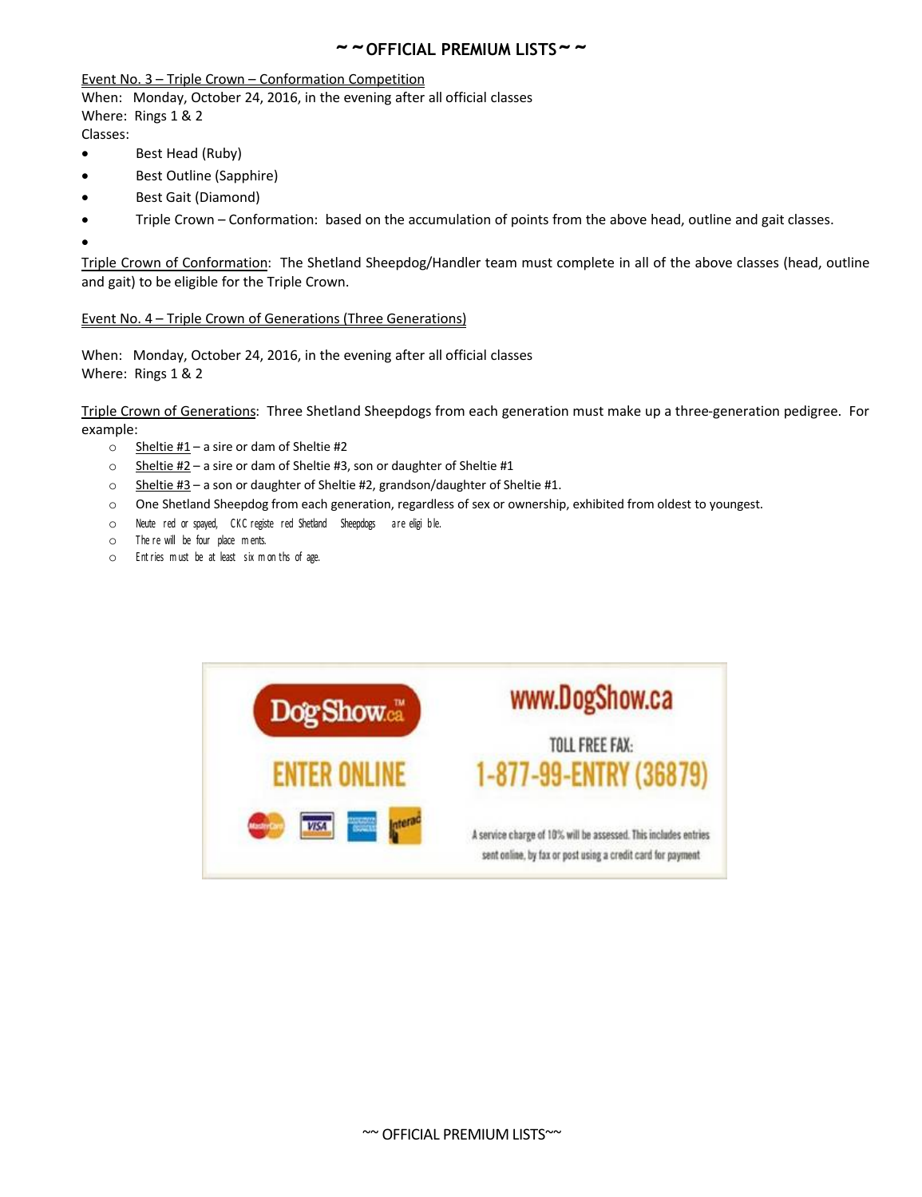Event No. 3 – Triple Crown – Conformation Competition

When: Monday, October 24, 2016, in the evening after all official classes
Where: Rings 1 & 2
Classes:

- Best Head (Ruby)
- Best Outline (Sapphire)
- Best Gait (Diamond)
- Triple Crown – Conformation: based on the accumulation of points from the above head, outline and gait classes.

Triple Crown of Conformation: The Shetland Sheepdog/Handler team must complete in all of the above classes (head, outline and gait) to be eligible for the Triple Crown.

Event No. 4 – Triple Crown of Generations (Three Generations)

When: Monday, October 24, 2016, in the evening after all official classes
Where: Rings 1 & 2

Triple Crown of Generations: Three Shetland Sheepdogs from each generation must make up a three-generation pedigree. For example:

- Sheltie #1 – a sire or dam of Sheltie #2
- Sheltie #2 – a sire or dam of Sheltie #3, son or daughter of Sheltie #1
- Sheltie #3 – a son or daughter of Sheltie #2, grandson/daughter of Sheltie #1.
- One Shetland Sheepdog from each generation, regardless of sex or ownership, exhibited from oldest to youngest.
- Neutered or spayed, CKC registered Shetland Sheepdogs are eligible.
- There will be four placements.
- Entries must be at least six months of age.

DogShow.ca™

ENTER ONLINE

www.DogShow.ca

TOLL FREE FAX:
1-877-99-ENTRY (36879)

A service charge of 10% will be assessed. This includes entries sent online, by fax or post using a credit card for payment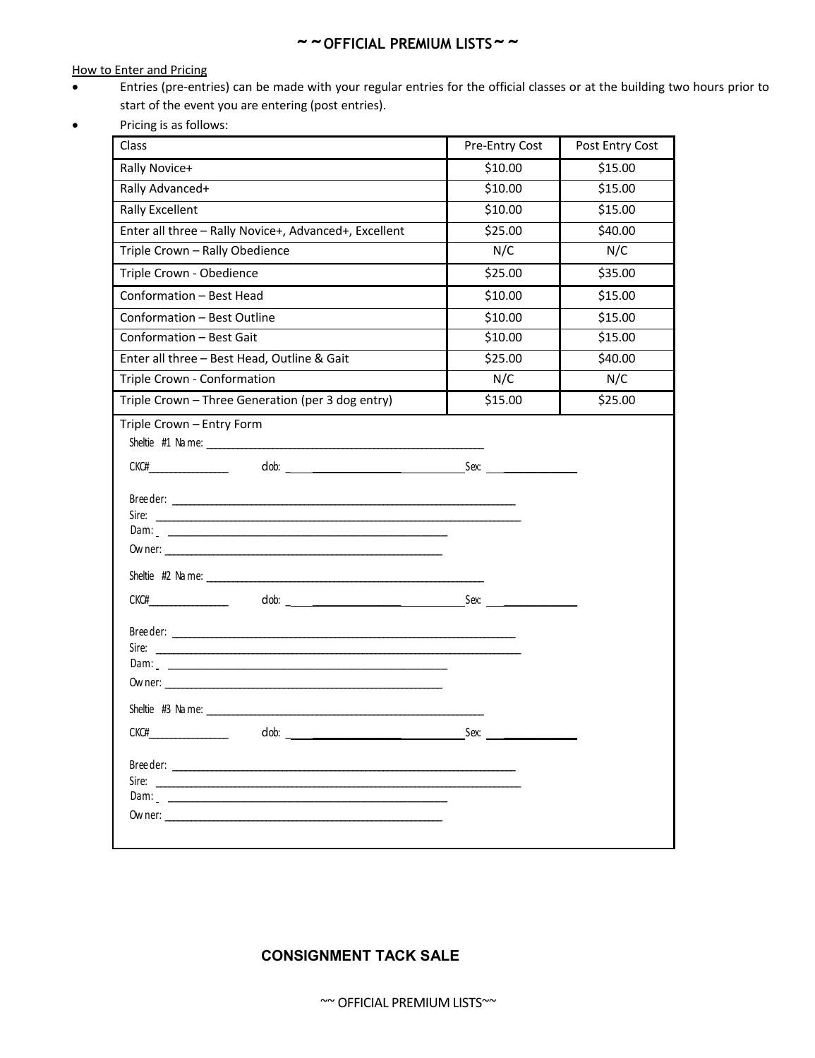## ~~OFFICIAL PREMIUM LISTS~~

How to Enter and Pricing

- Entries (pre-entries) can be made with your regular entries for the official classes or at the building two hours prior to start of the event you are entering (post entries).
- Pricing is as follows:

| Class | Pre-Entry Cost | Post Entry Cost |
|---|---|---|
| Rally Novice+ | $10.00 | $15.00 |
| Rally Advanced+ | $10.00 | $15.00 |
| Rally Excellent | $10.00 | $15.00 |
| Enter all three – Rally Novice+, Advanced+, Excellent | $25.00 | $40.00 |
| Triple Crown – Rally Obedience | N/C | N/C |
| Triple Crown - Obedience | $25.00 | $35.00 |
| Conformation – Best Head | $10.00 | $15.00 |
| Conformation – Best Outline | $10.00 | $15.00 |
| Conformation – Best Gait | $10.00 | $15.00 |
| Enter all three – Best Head, Outline & Gait | $25.00 | $40.00 |
| Triple Crown - Conformation | N/C | N/C |
| Triple Crown – Three Generation (per 3 dog entry) | $15.00 | $25.00 |

Triple Crown – Entry Form

Sheltie #1 Name: ____________________

CKC#__________ dob: __________ Sex: __________

Breeder: ____________________
Sire: ____________________
Dam: ____________________
Owner: ____________________

Sheltie #2 Name: ____________________

CKC#__________ dob: __________ Sex: __________

Breeder: ____________________
Sire: ____________________
Dam: ____________________
Owner: ____________________

Sheltie #3 Name: ____________________

CKC#__________ dob: __________ Sex: __________

Breeder: ____________________
Sire: ____________________
Dam: ____________________
Owner: ____________________

**CONSIGNMENT TACK SALE**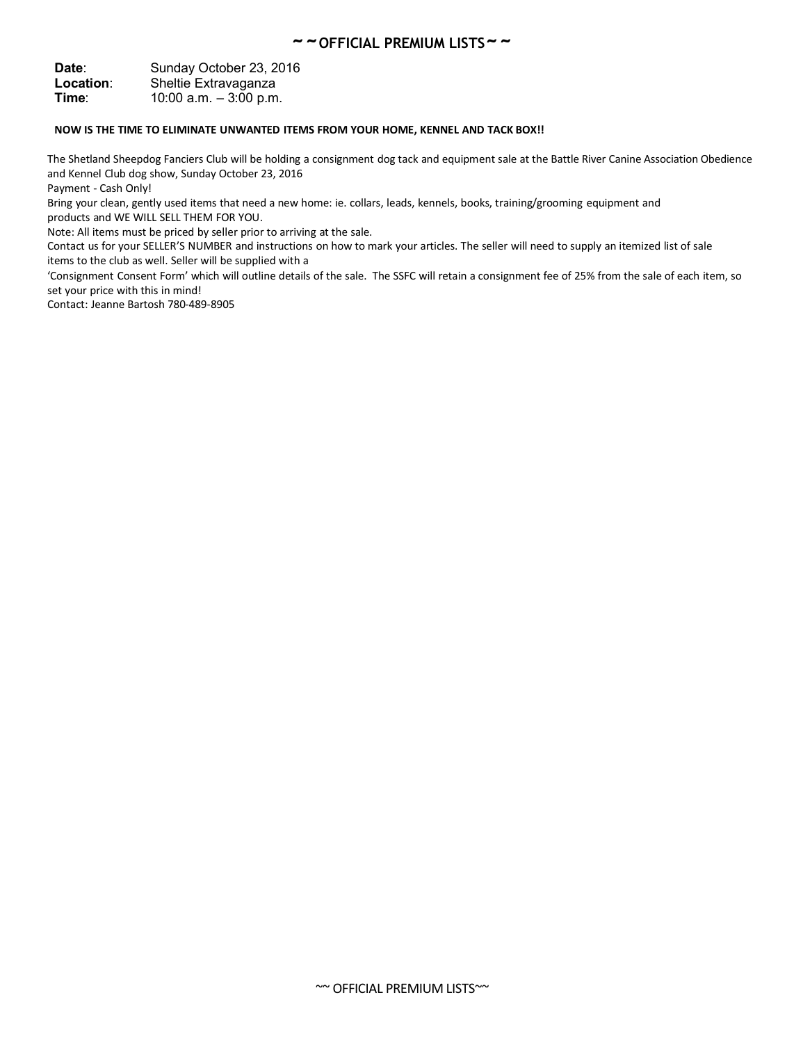## ~~OFFICIAL PREMIUM LISTS~~

**Date**: Sunday October 23, 2016
**Location**: Sheltie Extravaganza
**Time**: 10:00 a.m. – 3:00 p.m.

**NOW IS THE TIME TO ELIMINATE UNWANTED ITEMS FROM YOUR HOME, KENNEL AND TACK BOX!!**

The Shetland Sheepdog Fanciers Club will be holding a consignment dog tack and equipment sale at the Battle River Canine Association Obedience and Kennel Club dog show, Sunday October 23, 2016
Payment - Cash Only!
Bring your clean, gently used items that need a new home: ie. collars, leads, kennels, books, training/grooming equipment and products and WE WILL SELL THEM FOR YOU.
Note: All items must be priced by seller prior to arriving at the sale.
Contact us for your SELLER'S NUMBER and instructions on how to mark your articles. The seller will need to supply an itemized list of sale items to the club as well. Seller will be supplied with a
'Consignment Consent Form' which will outline details of the sale. The SSFC will retain a consignment fee of 25% from the sale of each item, so set your price with this in mind!
Contact: Jeanne Bartosh 780-489-8905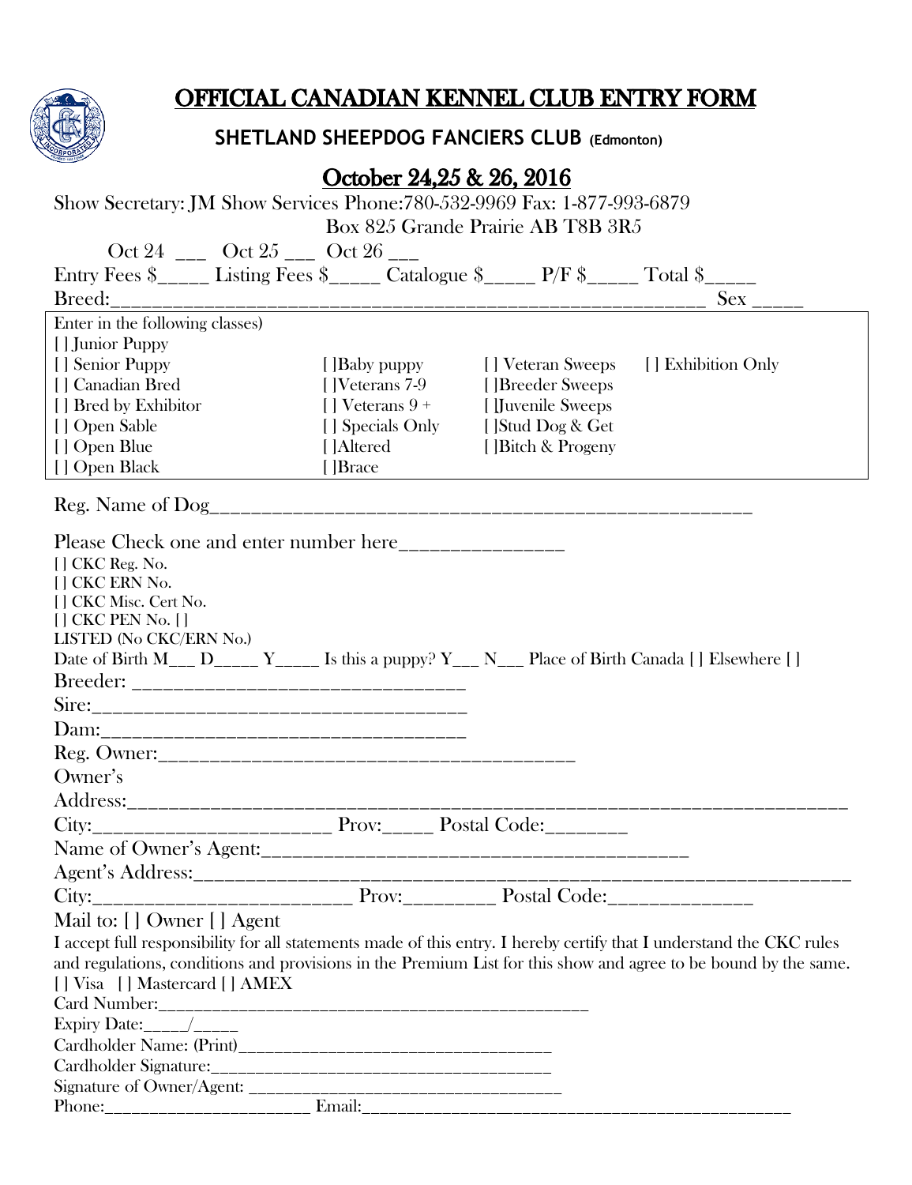# OFFICIAL CANADIAN KENNEL CLUB ENTRY FORM

## SHETLAND SHEEPDOG FANCIERS CLUB (Edmonton)

## October 24,25 & 26, 2016

Show Secretary: JM Show Services Phone:780-532-9969 Fax: 1-877-993-6879
Box 825 Grande Prairie AB T8B 3R5

Oct 24 ___ Oct 25 ___ Oct 26 ___

Entry Fees $_____ Listing Fees $_____ Catalogue $_____ P/F $_____ Total $_____

Breed:___________________________________________________________ Sex _____

Enter in the following classes)

| | | | |
|---|---|---|---|
| [ ] Junior Puppy | | | |
| [ ] Senior Puppy | [ ]Baby puppy | [ ] Veteran Sweeps | [ ] Exhibition Only |
| [ ] Canadian Bred | [ ]Veterans 7-9 | [ ]Breeder Sweeps | |
| [ ] Bred by Exhibitor | [ ] Veterans 9 + | [ ]Juvenile Sweeps | |
| [ ] Open Sable | [ ] Specials Only | [ ]Stud Dog & Get | |
| [ ] Open Blue | [ ]Altered | [ ]Bitch & Progeny | |
| [ ] Open Black | [ ]Brace | | |

Reg. Name of Dog_____________________________________________________

Please Check one and enter number here________________

[ ] CKC Reg. No.
[ ] CKC ERN No.
[ ] CKC Misc. Cert No.
[ ] CKC PEN No. [ ]
LISTED (No CKC/ERN No.)

Date of Birth M___ D_____ Y_____ Is this a puppy? Y___ N___ Place of Birth Canada [ ] Elsewhere [ ]

Breeder: _______________________________

Sire:___________________________________

Dam:___________________________________

Reg. Owner:_________________________________________

Owner's Address:__________________________________________________________________

City:_______________________ Prov:_____ Postal Code:________

Name of Owner's Agent:__________________________________________

Agent's Address:_______________________________________________________________

City:_________________________ Prov:_________ Postal Code:______________

Mail to: [ ] Owner [ ] Agent

I accept full responsibility for all statements made of this entry. I hereby certify that I understand the CKC rules and regulations, conditions and provisions in the Premium List for this show and agree to be bound by the same.

[ ] Visa [ ] Mastercard [ ] AMEX

Card Number:__________________________________________________

Expiry Date:_____/_____

Cardholder Name: (Print)___________________________________

Cardholder Signature:_____________________________________

Signature of Owner/Agent: __________________________________

Phone:________________________ Email:_______________________________________________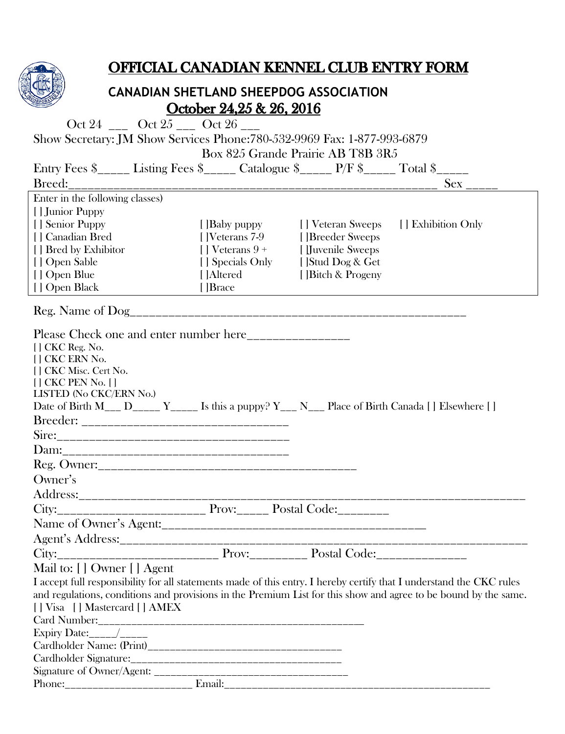# OFFICIAL CANADIAN KENNEL CLUB ENTRY FORM

## CANADIAN SHETLAND SHEEPDOG ASSOCIATION

## October 24,25 & 26, 2016

Oct 24 ___ Oct 25 ___ Oct 26 ___

Show Secretary: JM Show Services Phone:780-532-9969 Fax: 1-877-993-6879

Box 825 Grande Prairie AB T8B 3R5

Entry Fees $_____ Listing Fees $_____ Catalogue $_____ P/F $_____ Total $_____

Breed:___________________________________________________________ Sex _____

Enter in the following classes)

| | | | |
|---|---|---|---|
| [ ] Junior Puppy | | | |
| [ ] Senior Puppy | [ ]Baby puppy | [ ] Veteran Sweeps | [ ] Exhibition Only |
| [ ] Canadian Bred | [ ]Veterans 7-9 | [ ]Breeder Sweeps | |
| [ ] Bred by Exhibitor | [ ] Veterans 9 + | [ ]Juvenile Sweeps | |
| [ ] Open Sable | [ ] Specials Only | [ ]Stud Dog & Get | |
| [ ] Open Blue | [ ]Altered | [ ]Bitch & Progeny | |
| [ ] Open Black | [ ]Brace | | |

Reg. Name of Dog_______________________________________________________

Please Check one and enter number here________________

[ ] CKC Reg. No.
[ ] CKC ERN No.
[ ] CKC Misc. Cert No.
[ ] CKC PEN No. [ ]
LISTED (No CKC/ERN No.)

Date of Birth M___ D_____ Y_____ Is this a puppy? Y___ N___ Place of Birth Canada [ ] Elsewhere [ ]

Breeder: ________________________________

Sire:___________________________________

Dam:___________________________________

Reg. Owner:_____________________________________

Owner's Address:_________________________________________________________________

City:________________________ Prov:_____ Postal Code:________

Name of Owner's Agent:_________________________________________

Agent's Address:_________________________________________________________________

City:__________________________ Prov:_________ Postal Code:______________

Mail to: [ ] Owner [ ] Agent

I accept full responsibility for all statements made of this entry. I hereby certify that I understand the CKC rules and regulations, conditions and provisions in the Premium List for this show and agree to be bound by the same.

[ ] Visa [ ] Mastercard [ ] AMEX

Card Number:_______________________________________________

Expiry Date:_____/_____

Cardholder Name: (Print)___________________________________

Cardholder Signature:______________________________________

Signature of Owner/Agent: __________________________________

Phone:_______________________ Email:_______________________________________________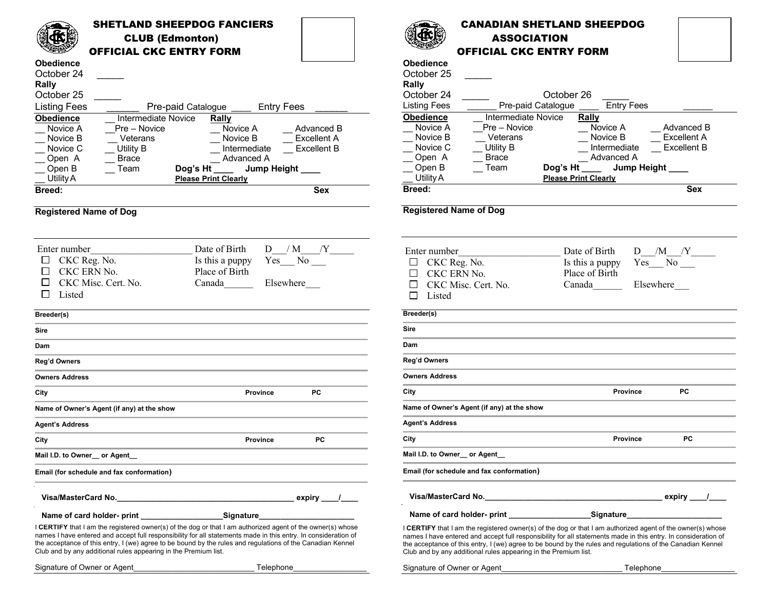# SHETLAND SHEEPDOG FANCIERS CLUB (Edmonton)
## OFFICIAL CKC ENTRY FORM

**Obedience**
October 24 _____
**Rally**
October 25 _____
Listing Fees ______ Pre-paid Catalogue ____ Entry Fees ______

| **Obedience** | | **Rally** | |
|---|---|---|---|
| __ Novice A | __ Intermediate Novice | __ Novice A | __ Advanced B |
| __ Novice B | __Pre – Novice | __ Novice B | __ Excellent A |
| __ Novice C | __ Veterans | __ Intermediate | __ Excellent B |
| __ Open A | __ Utility B | __ Advanced A | |
| __ Open B | __ Brace | | |
| __ Utility A | __ Team | | |

**Dog's Ht ____ Jump Height ____**
**Please Print Clearly**

**Breed:** **Sex**

**Registered Name of Dog**

Enter number____________________ Date of Birth D___/ M___/Y_____
☐ CKC Reg. No. Is this a puppy Yes___ No ___
☐ CKC ERN No. Place of Birth
☐ CKC Misc. Cert. No. Canada______ Elsewhere___
☐ Listed

**Breeder(s)**

**Sire**

**Dam**

**Reg'd Owners**

**Owners Address**

**City** **Province** **PC**

**Name of Owner's Agent (if any) at the show**

**Agent's Address**

**City** **Province** **PC**

**Mail I.D. to Owner__ or Agent__**

**Email (for schedule and fax conformation)**

**Visa/MasterCard No.________________________________________ expiry ____/____**

**Name of card holder- print __________________Signature_____________________**

I **CERTIFY** that I am the registered owner(s) of the dog or that I am authorized agent of the owner(s) whose names I have entered and accept full responsibility for all statements made in this entry. In consideration of the acceptance of this entry, I (we) agree to be bound by the rules and regulations of the Canadian Kennel Club and by any additional rules appearing in the Premium list.

Signature of Owner or Agent___________________________ Telephone________________

# CANADIAN SHETLAND SHEEPDOG ASSOCIATION
## OFFICIAL CKC ENTRY FORM

**Obedience**
October 25 _____
**Rally**
October 24 _____ October 26 _____
Listing Fees ______ Pre-paid Catalogue ____ Entry Fees ______

| **Obedience** | | **Rally** | |
|---|---|---|---|
| __ Novice A | __ Intermediate Novice | __ Novice A | __ Advanced B |
| __ Novice B | __Pre – Novice | __ Novice B | __ Excellent A |
| __ Novice C | __ Veterans | __ Intermediate | __ Excellent B |
| __ Open A | __ Utility B | __ Advanced A | |
| __ Open B | __ Brace | | |
| __ Utility A | __ Team | | |

**Dog's Ht ____ Jump Height ____**
**Please Print Clearly**

**Breed:** **Sex**

**Registered Name of Dog**

Enter number____________________ Date of Birth D___/M___/Y_____
☐ CKC Reg. No. Is this a puppy Yes___ No ___
☐ CKC ERN No. Place of Birth
☐ CKC Misc. Cert. No. Canada______ Elsewhere___
☐ Listed

**Breeder(s)**

**Sire**

**Dam**

**Reg'd Owners**

**Owners Address**

**City** **Province** **PC**

**Name of Owner's Agent (if any) at the show**

**Agent's Address**

**City** **Province** **PC**

**Mail I.D. to Owner__ or Agent__**

**Email (for schedule and fax conformation)**

**Visa/MasterCard No.________________________________________ expiry ____/____**

**Name of card holder- print __________________Signature_____________________**

I **CERTIFY** that I am the registered owner(s) of the dog or that I am authorized agent of the owner(s) whose names I have entered and accept full responsibility for all statements made in this entry. In consideration of the acceptance of this entry, I (we) agree to be bound by the rules and regulations of the Canadian Kennel Club and by any additional rules appearing in the Premium list.

Signature of Owner or Agent___________________________ Telephone________________